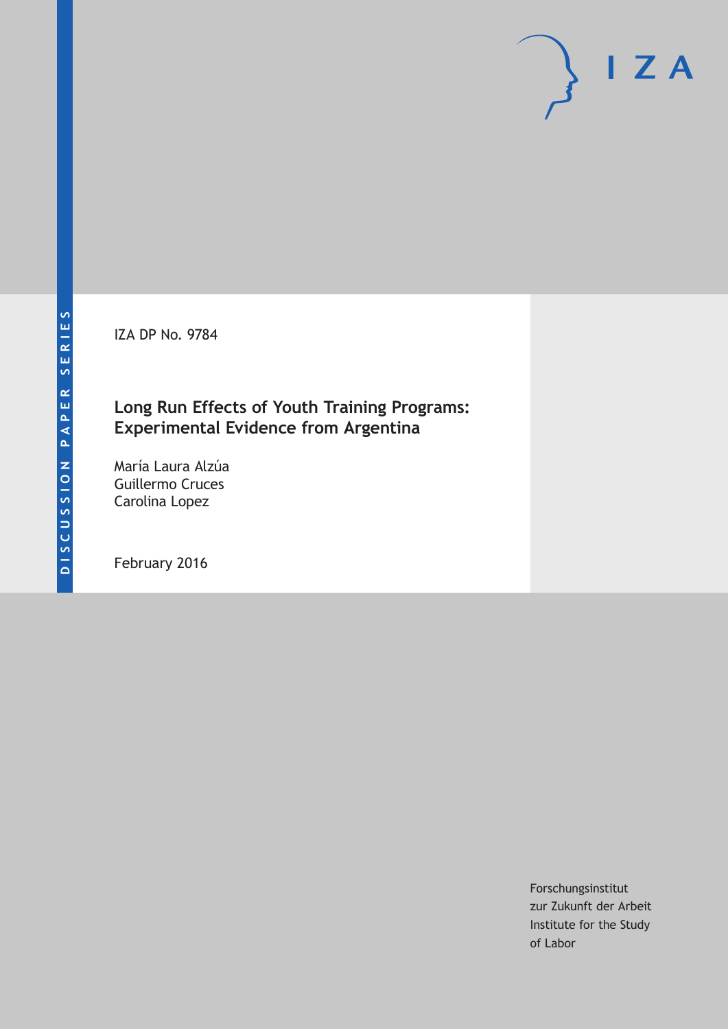DISCUSSION PAPER SERIES

IZA

IZA DP No. 9784

# Long Run Effects of Youth Training Programs: Experimental Evidence from Argentina

María Laura Alzúa
Guillermo Cruces
Carolina Lopez

February 2016

Forschungsinstitut
zur Zukunft der Arbeit
Institute for the Study
of Labor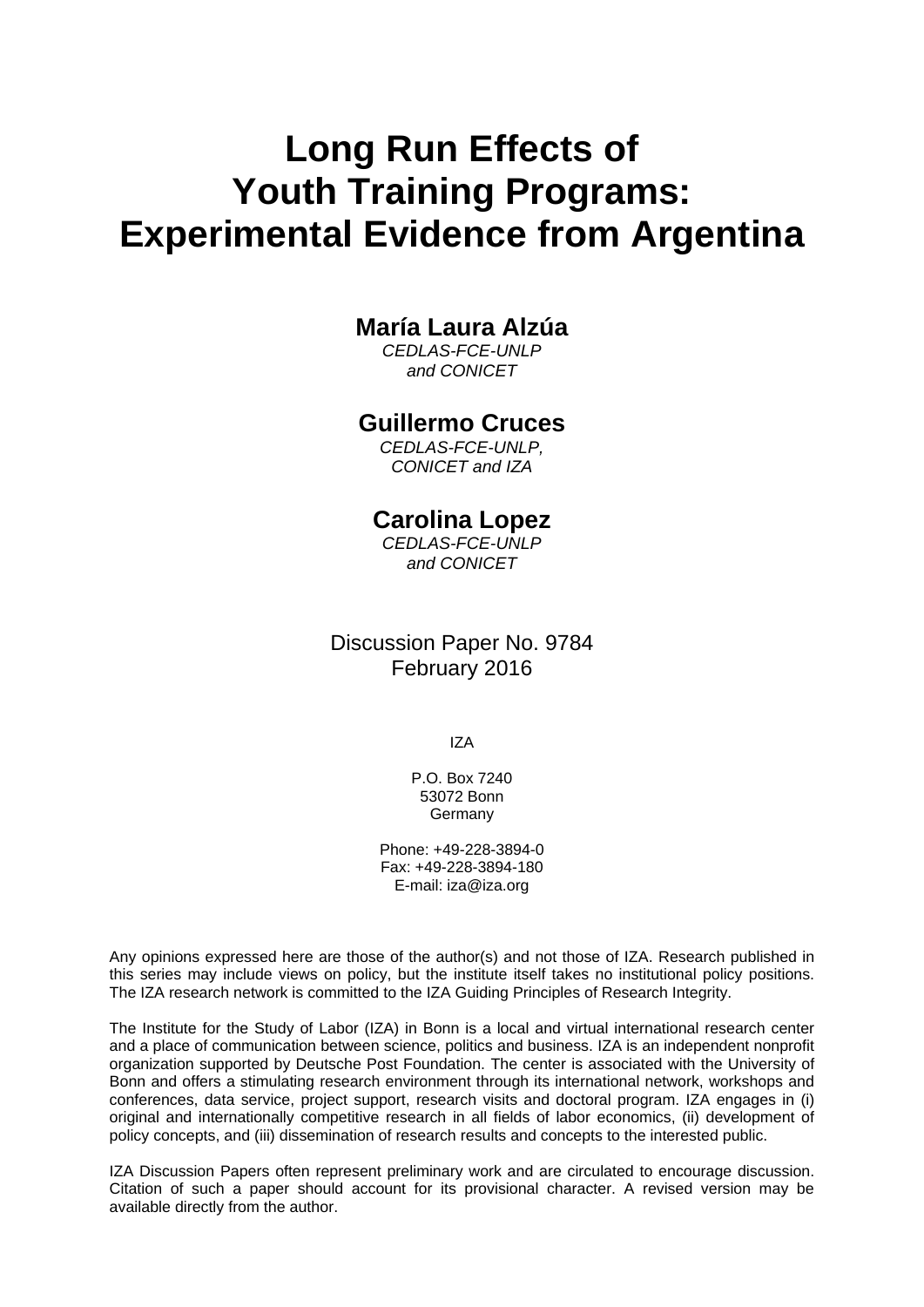# Long Run Effects of Youth Training Programs: Experimental Evidence from Argentina

**María Laura Alzúa**
*CEDLAS-FCE-UNLP and CONICET*

**Guillermo Cruces**
*CEDLAS-FCE-UNLP, CONICET and IZA*

**Carolina Lopez**
*CEDLAS-FCE-UNLP and CONICET*

Discussion Paper No. 9784
February 2016

IZA

P.O. Box 7240
53072 Bonn
Germany

Phone: +49-228-3894-0
Fax: +49-228-3894-180
E-mail: iza@iza.org

Any opinions expressed here are those of the author(s) and not those of IZA. Research published in this series may include views on policy, but the institute itself takes no institutional policy positions. The IZA research network is committed to the IZA Guiding Principles of Research Integrity.

The Institute for the Study of Labor (IZA) in Bonn is a local and virtual international research center and a place of communication between science, politics and business. IZA is an independent nonprofit organization supported by Deutsche Post Foundation. The center is associated with the University of Bonn and offers a stimulating research environment through its international network, workshops and conferences, data service, project support, research visits and doctoral program. IZA engages in (i) original and internationally competitive research in all fields of labor economics, (ii) development of policy concepts, and (iii) dissemination of research results and concepts to the interested public.

IZA Discussion Papers often represent preliminary work and are circulated to encourage discussion. Citation of such a paper should account for its provisional character. A revised version may be available directly from the author.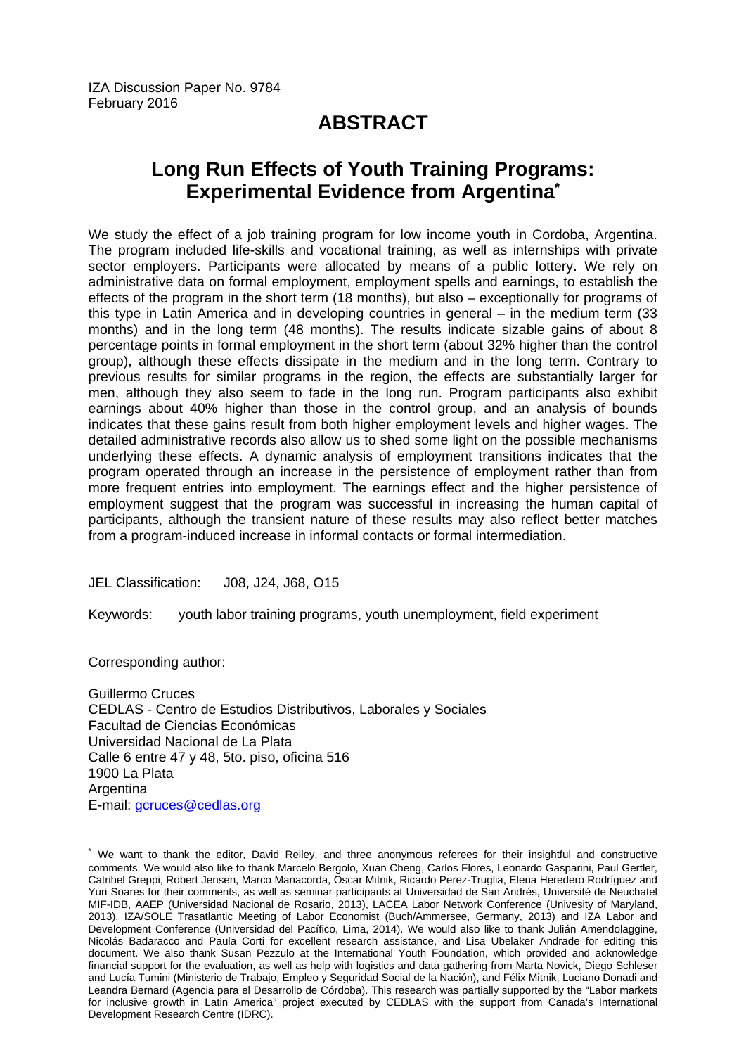IZA Discussion Paper No. 9784
February 2016

# ABSTRACT

## Long Run Effects of Youth Training Programs: Experimental Evidence from Argentina*

We study the effect of a job training program for low income youth in Cordoba, Argentina. The program included life-skills and vocational training, as well as internships with private sector employers. Participants were allocated by means of a public lottery. We rely on administrative data on formal employment, employment spells and earnings, to establish the effects of the program in the short term (18 months), but also – exceptionally for programs of this type in Latin America and in developing countries in general – in the medium term (33 months) and in the long term (48 months). The results indicate sizable gains of about 8 percentage points in formal employment in the short term (about 32% higher than the control group), although these effects dissipate in the medium and in the long term. Contrary to previous results for similar programs in the region, the effects are substantially larger for men, although they also seem to fade in the long run. Program participants also exhibit earnings about 40% higher than those in the control group, and an analysis of bounds indicates that these gains result from both higher employment levels and higher wages. The detailed administrative records also allow us to shed some light on the possible mechanisms underlying these effects. A dynamic analysis of employment transitions indicates that the program operated through an increase in the persistence of employment rather than from more frequent entries into employment. The earnings effect and the higher persistence of employment suggest that the program was successful in increasing the human capital of participants, although the transient nature of these results may also reflect better matches from a program-induced increase in informal contacts or formal intermediation.

JEL Classification: J08, J24, J68, O15

Keywords: youth labor training programs, youth unemployment, field experiment

Corresponding author:

Guillermo Cruces
CEDLAS - Centro de Estudios Distributivos, Laborales y Sociales
Facultad de Ciencias Económicas
Universidad Nacional de La Plata
Calle 6 entre 47 y 48, 5to. piso, oficina 516
1900 La Plata
Argentina
E-mail: gcruces@cedlas.org

---

* We want to thank the editor, David Reiley, and three anonymous referees for their insightful and constructive comments. We would also like to thank Marcelo Bergolo, Xuan Cheng, Carlos Flores, Leonardo Gasparini, Paul Gertler, Catrihel Greppi, Robert Jensen, Marco Manacorda, Oscar Mitnik, Ricardo Perez-Truglia, Elena Heredero Rodríguez and Yuri Soares for their comments, as well as seminar participants at Universidad de San Andrés, Université de Neuchatel MIF-IDB, AAEP (Universidad Nacional de Rosario, 2013), LACEA Labor Network Conference (Univesity of Maryland, 2013), IZA/SOLE Trasatlantic Meeting of Labor Economist (Buch/Ammersee, Germany, 2013) and IZA Labor and Development Conference (Universidad del Pacífico, Lima, 2014). We would also like to thank Julián Amendolaggine, Nicolás Badaracco and Paula Corti for excellent research assistance, and Lisa Ubelaker Andrade for editing this document. We also thank Susan Pezzulo at the International Youth Foundation, which provided and acknowledge financial support for the evaluation, as well as help with logistics and data gathering from Marta Novick, Diego Schleser and Lucía Tumini (Ministerio de Trabajo, Empleo y Seguridad Social de la Nación), and Félix Mitnik, Luciano Donadi and Leandra Bernard (Agencia para el Desarrollo de Córdoba). This research was partially supported by the "Labor markets for inclusive growth in Latin America" project executed by CEDLAS with the support from Canada's International Development Research Centre (IDRC).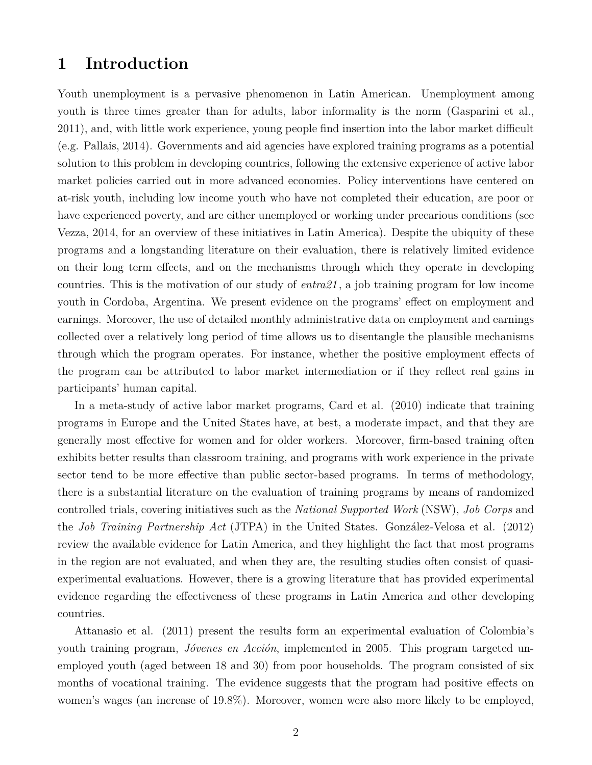# 1 Introduction

Youth unemployment is a pervasive phenomenon in Latin American. Unemployment among youth is three times greater than for adults, labor informality is the norm (Gasparini et al., 2011), and, with little work experience, young people find insertion into the labor market difficult (e.g. Pallais, 2014). Governments and aid agencies have explored training programs as a potential solution to this problem in developing countries, following the extensive experience of active labor market policies carried out in more advanced economies. Policy interventions have centered on at-risk youth, including low income youth who have not completed their education, are poor or have experienced poverty, and are either unemployed or working under precarious conditions (see Vezza, 2014, for an overview of these initiatives in Latin America). Despite the ubiquity of these programs and a longstanding literature on their evaluation, there is relatively limited evidence on their long term effects, and on the mechanisms through which they operate in developing countries. This is the motivation of our study of *entra21*, a job training program for low income youth in Cordoba, Argentina. We present evidence on the programs' effect on employment and earnings. Moreover, the use of detailed monthly administrative data on employment and earnings collected over a relatively long period of time allows us to disentangle the plausible mechanisms through which the program operates. For instance, whether the positive employment effects of the program can be attributed to labor market intermediation or if they reflect real gains in participants' human capital.

In a meta-study of active labor market programs, Card et al. (2010) indicate that training programs in Europe and the United States have, at best, a moderate impact, and that they are generally most effective for women and for older workers. Moreover, firm-based training often exhibits better results than classroom training, and programs with work experience in the private sector tend to be more effective than public sector-based programs. In terms of methodology, there is a substantial literature on the evaluation of training programs by means of randomized controlled trials, covering initiatives such as the *National Supported Work* (NSW), *Job Corps* and the *Job Training Partnership Act* (JTPA) in the United States. González-Velosa et al. (2012) review the available evidence for Latin America, and they highlight the fact that most programs in the region are not evaluated, and when they are, the resulting studies often consist of quasi-experimental evaluations. However, there is a growing literature that has provided experimental evidence regarding the effectiveness of these programs in Latin America and other developing countries.

Attanasio et al. (2011) present the results form an experimental evaluation of Colombia's youth training program, *Jóvenes en Acción*, implemented in 2005. This program targeted unemployed youth (aged between 18 and 30) from poor households. The program consisted of six months of vocational training. The evidence suggests that the program had positive effects on women's wages (an increase of 19.8%). Moreover, women were also more likely to be employed,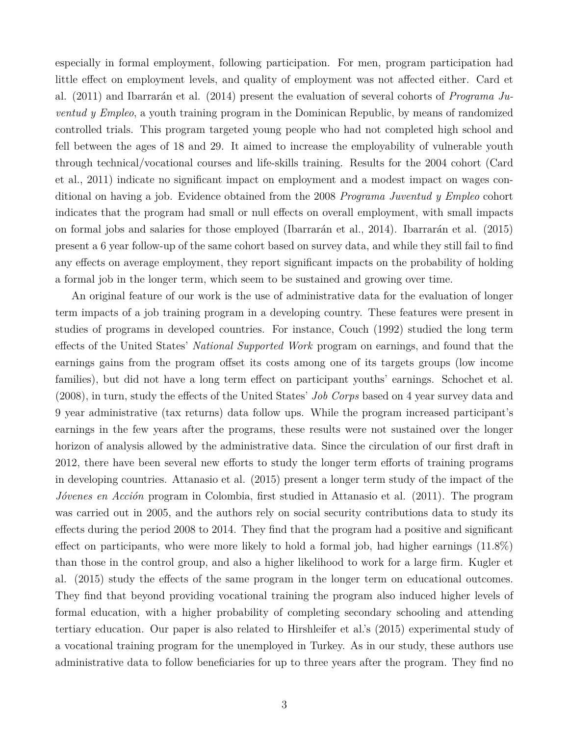especially in formal employment, following participation. For men, program participation had little effect on employment levels, and quality of employment was not affected either. Card et al. (2011) and Ibarrarán et al. (2014) present the evaluation of several cohorts of *Programa Juventud y Empleo*, a youth training program in the Dominican Republic, by means of randomized controlled trials. This program targeted young people who had not completed high school and fell between the ages of 18 and 29. It aimed to increase the employability of vulnerable youth through technical/vocational courses and life-skills training. Results for the 2004 cohort (Card et al., 2011) indicate no significant impact on employment and a modest impact on wages conditional on having a job. Evidence obtained from the 2008 *Programa Juventud y Empleo* cohort indicates that the program had small or null effects on overall employment, with small impacts on formal jobs and salaries for those employed (Ibarrarán et al., 2014). Ibarrarán et al. (2015) present a 6 year follow-up of the same cohort based on survey data, and while they still fail to find any effects on average employment, they report significant impacts on the probability of holding a formal job in the longer term, which seem to be sustained and growing over time.

An original feature of our work is the use of administrative data for the evaluation of longer term impacts of a job training program in a developing country. These features were present in studies of programs in developed countries. For instance, Couch (1992) studied the long term effects of the United States' *National Supported Work* program on earnings, and found that the earnings gains from the program offset its costs among one of its targets groups (low income families), but did not have a long term effect on participant youths' earnings. Schochet et al. (2008), in turn, study the effects of the United States' *Job Corps* based on 4 year survey data and 9 year administrative (tax returns) data follow ups. While the program increased participant's earnings in the few years after the programs, these results were not sustained over the longer horizon of analysis allowed by the administrative data. Since the circulation of our first draft in 2012, there have been several new efforts to study the longer term efforts of training programs in developing countries. Attanasio et al. (2015) present a longer term study of the impact of the *Jóvenes en Acción* program in Colombia, first studied in Attanasio et al. (2011). The program was carried out in 2005, and the authors rely on social security contributions data to study its effects during the period 2008 to 2014. They find that the program had a positive and significant effect on participants, who were more likely to hold a formal job, had higher earnings (11.8%) than those in the control group, and also a higher likelihood to work for a large firm. Kugler et al. (2015) study the effects of the same program in the longer term on educational outcomes. They find that beyond providing vocational training the program also induced higher levels of formal education, with a higher probability of completing secondary schooling and attending tertiary education. Our paper is also related to Hirshleifer et al.'s (2015) experimental study of a vocational training program for the unemployed in Turkey. As in our study, these authors use administrative data to follow beneficiaries for up to three years after the program. They find no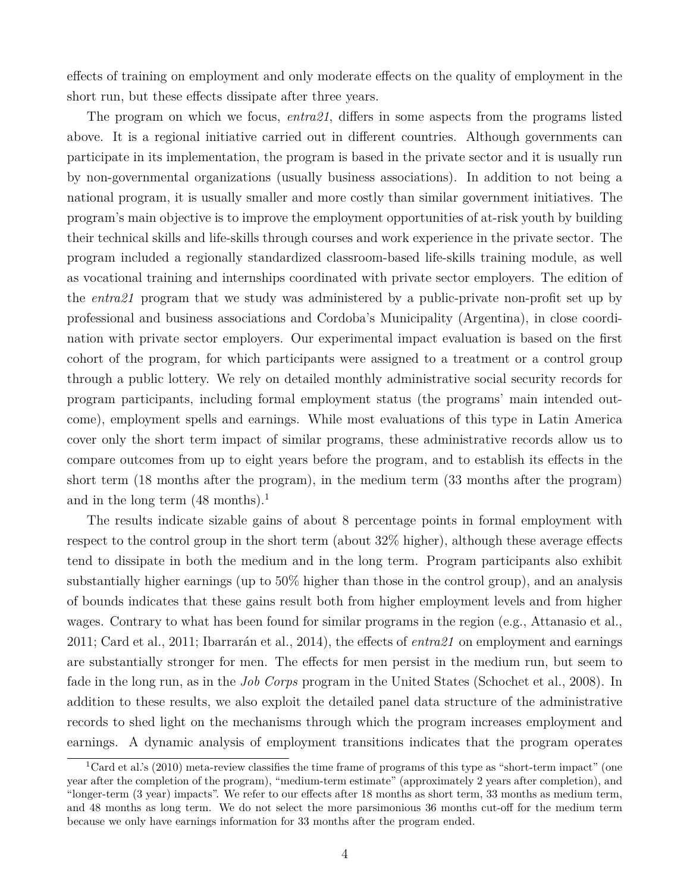effects of training on employment and only moderate effects on the quality of employment in the short run, but these effects dissipate after three years.

The program on which we focus, *entra21*, differs in some aspects from the programs listed above. It is a regional initiative carried out in different countries. Although governments can participate in its implementation, the program is based in the private sector and it is usually run by non-governmental organizations (usually business associations). In addition to not being a national program, it is usually smaller and more costly than similar government initiatives. The program's main objective is to improve the employment opportunities of at-risk youth by building their technical skills and life-skills through courses and work experience in the private sector. The program included a regionally standardized classroom-based life-skills training module, as well as vocational training and internships coordinated with private sector employers. The edition of the *entra21* program that we study was administered by a public-private non-profit set up by professional and business associations and Cordoba's Municipality (Argentina), in close coordination with private sector employers. Our experimental impact evaluation is based on the first cohort of the program, for which participants were assigned to a treatment or a control group through a public lottery. We rely on detailed monthly administrative social security records for program participants, including formal employment status (the programs' main intended outcome), employment spells and earnings. While most evaluations of this type in Latin America cover only the short term impact of similar programs, these administrative records allow us to compare outcomes from up to eight years before the program, and to establish its effects in the short term (18 months after the program), in the medium term (33 months after the program) and in the long term (48 months).[1]

The results indicate sizable gains of about 8 percentage points in formal employment with respect to the control group in the short term (about 32% higher), although these average effects tend to dissipate in both the medium and in the long term. Program participants also exhibit substantially higher earnings (up to 50% higher than those in the control group), and an analysis of bounds indicates that these gains result both from higher employment levels and from higher wages. Contrary to what has been found for similar programs in the region (e.g., Attanasio et al., 2011; Card et al., 2011; Ibarrarán et al., 2014), the effects of *entra21* on employment and earnings are substantially stronger for men. The effects for men persist in the medium run, but seem to fade in the long run, as in the *Job Corps* program in the United States (Schochet et al., 2008). In addition to these results, we also exploit the detailed panel data structure of the administrative records to shed light on the mechanisms through which the program increases employment and earnings. A dynamic analysis of employment transitions indicates that the program operates

[1] Card et al.'s (2010) meta-review classifies the time frame of programs of this type as "short-term impact" (one year after the completion of the program), "medium-term estimate" (approximately 2 years after completion), and "longer-term (3 year) impacts". We refer to our effects after 18 months as short term, 33 months as medium term, and 48 months as long term. We do not select the more parsimonious 36 months cut-off for the medium term because we only have earnings information for 33 months after the program ended.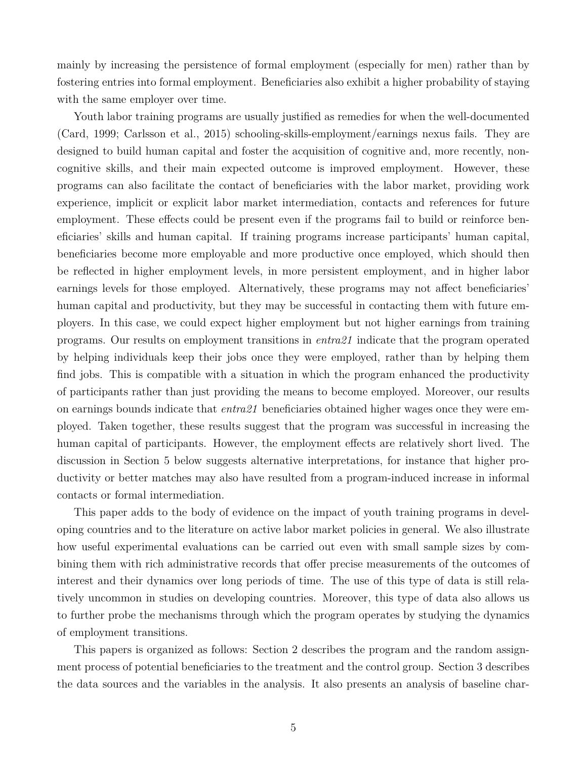mainly by increasing the persistence of formal employment (especially for men) rather than by fostering entries into formal employment. Beneficiaries also exhibit a higher probability of staying with the same employer over time.

Youth labor training programs are usually justified as remedies for when the well-documented (Card, 1999; Carlsson et al., 2015) schooling-skills-employment/earnings nexus fails. They are designed to build human capital and foster the acquisition of cognitive and, more recently, non-cognitive skills, and their main expected outcome is improved employment. However, these programs can also facilitate the contact of beneficiaries with the labor market, providing work experience, implicit or explicit labor market intermediation, contacts and references for future employment. These effects could be present even if the programs fail to build or reinforce beneficiaries' skills and human capital. If training programs increase participants' human capital, beneficiaries become more employable and more productive once employed, which should then be reflected in higher employment levels, in more persistent employment, and in higher labor earnings levels for those employed. Alternatively, these programs may not affect beneficiaries' human capital and productivity, but they may be successful in contacting them with future employers. In this case, we could expect higher employment but not higher earnings from training programs. Our results on employment transitions in *entra21* indicate that the program operated by helping individuals keep their jobs once they were employed, rather than by helping them find jobs. This is compatible with a situation in which the program enhanced the productivity of participants rather than just providing the means to become employed. Moreover, our results on earnings bounds indicate that *entra21* beneficiaries obtained higher wages once they were employed. Taken together, these results suggest that the program was successful in increasing the human capital of participants. However, the employment effects are relatively short lived. The discussion in Section 5 below suggests alternative interpretations, for instance that higher productivity or better matches may also have resulted from a program-induced increase in informal contacts or formal intermediation.

This paper adds to the body of evidence on the impact of youth training programs in developing countries and to the literature on active labor market policies in general. We also illustrate how useful experimental evaluations can be carried out even with small sample sizes by combining them with rich administrative records that offer precise measurements of the outcomes of interest and their dynamics over long periods of time. The use of this type of data is still relatively uncommon in studies on developing countries. Moreover, this type of data also allows us to further probe the mechanisms through which the program operates by studying the dynamics of employment transitions.

This papers is organized as follows: Section 2 describes the program and the random assignment process of potential beneficiaries to the treatment and the control group. Section 3 describes the data sources and the variables in the analysis. It also presents an analysis of baseline char-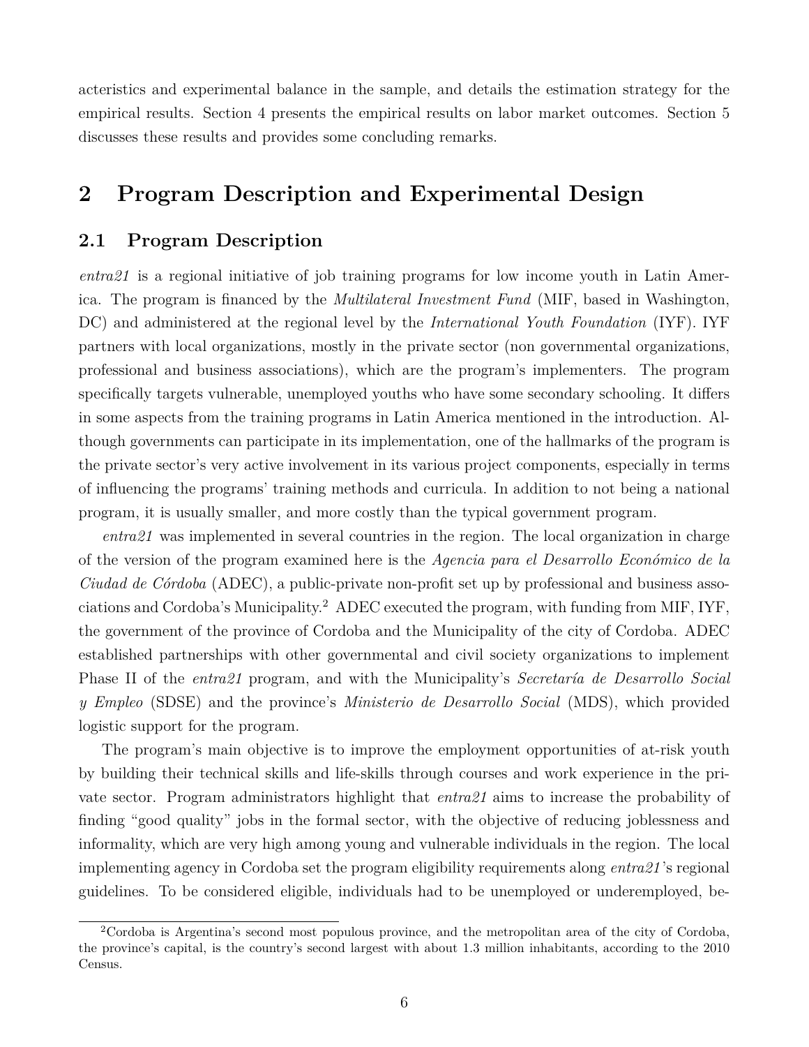acteristics and experimental balance in the sample, and details the estimation strategy for the empirical results. Section 4 presents the empirical results on labor market outcomes. Section 5 discusses these results and provides some concluding remarks.

# 2 Program Description and Experimental Design

## 2.1 Program Description

*entra21* is a regional initiative of job training programs for low income youth in Latin America. The program is financed by the *Multilateral Investment Fund* (MIF, based in Washington, DC) and administered at the regional level by the *International Youth Foundation* (IYF). IYF partners with local organizations, mostly in the private sector (non governmental organizations, professional and business associations), which are the program's implementers. The program specifically targets vulnerable, unemployed youths who have some secondary schooling. It differs in some aspects from the training programs in Latin America mentioned in the introduction. Although governments can participate in its implementation, one of the hallmarks of the program is the private sector's very active involvement in its various project components, especially in terms of influencing the programs' training methods and curricula. In addition to not being a national program, it is usually smaller, and more costly than the typical government program.

*entra21* was implemented in several countries in the region. The local organization in charge of the version of the program examined here is the *Agencia para el Desarrollo Económico de la Ciudad de Córdoba* (ADEC), a public-private non-profit set up by professional and business associations and Cordoba's Municipality.[2] ADEC executed the program, with funding from MIF, IYF, the government of the province of Cordoba and the Municipality of the city of Cordoba. ADEC established partnerships with other governmental and civil society organizations to implement Phase II of the *entra21* program, and with the Municipality's *Secretaría de Desarrollo Social y Empleo* (SDSE) and the province's *Ministerio de Desarrollo Social* (MDS), which provided logistic support for the program.

The program's main objective is to improve the employment opportunities of at-risk youth by building their technical skills and life-skills through courses and work experience in the private sector. Program administrators highlight that *entra21* aims to increase the probability of finding "good quality" jobs in the formal sector, with the objective of reducing joblessness and informality, which are very high among young and vulnerable individuals in the region. The local implementing agency in Cordoba set the program eligibility requirements along *entra21*'s regional guidelines. To be considered eligible, individuals had to be unemployed or underemployed, be-

[2] Cordoba is Argentina's second most populous province, and the metropolitan area of the city of Cordoba, the province's capital, is the country's second largest with about 1.3 million inhabitants, according to the 2010 Census.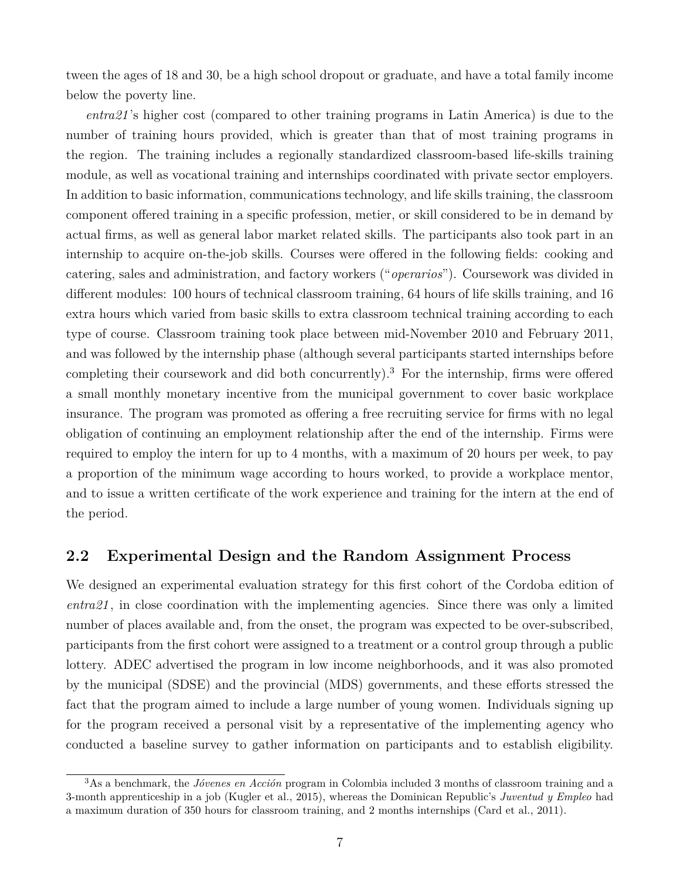tween the ages of 18 and 30, be a high school dropout or graduate, and have a total family income below the poverty line.

*entra21*'s higher cost (compared to other training programs in Latin America) is due to the number of training hours provided, which is greater than that of most training programs in the region. The training includes a regionally standardized classroom-based life-skills training module, as well as vocational training and internships coordinated with private sector employers. In addition to basic information, communications technology, and life skills training, the classroom component offered training in a specific profession, metier, or skill considered to be in demand by actual firms, as well as general labor market related skills. The participants also took part in an internship to acquire on-the-job skills. Courses were offered in the following fields: cooking and catering, sales and administration, and factory workers ("*operarios*"). Coursework was divided in different modules: 100 hours of technical classroom training, 64 hours of life skills training, and 16 extra hours which varied from basic skills to extra classroom technical training according to each type of course. Classroom training took place between mid-November 2010 and February 2011, and was followed by the internship phase (although several participants started internships before completing their coursework and did both concurrently).[3] For the internship, firms were offered a small monthly monetary incentive from the municipal government to cover basic workplace insurance. The program was promoted as offering a free recruiting service for firms with no legal obligation of continuing an employment relationship after the end of the internship. Firms were required to employ the intern for up to 4 months, with a maximum of 20 hours per week, to pay a proportion of the minimum wage according to hours worked, to provide a workplace mentor, and to issue a written certificate of the work experience and training for the intern at the end of the period.

## 2.2 Experimental Design and the Random Assignment Process

We designed an experimental evaluation strategy for this first cohort of the Cordoba edition of *entra21*, in close coordination with the implementing agencies. Since there was only a limited number of places available and, from the onset, the program was expected to be over-subscribed, participants from the first cohort were assigned to a treatment or a control group through a public lottery. ADEC advertised the program in low income neighborhoods, and it was also promoted by the municipal (SDSE) and the provincial (MDS) governments, and these efforts stressed the fact that the program aimed to include a large number of young women. Individuals signing up for the program received a personal visit by a representative of the implementing agency who conducted a baseline survey to gather information on participants and to establish eligibility.

[3] As a benchmark, the *Jóvenes en Acción* program in Colombia included 3 months of classroom training and a 3-month apprenticeship in a job (Kugler et al., 2015), whereas the Dominican Republic's *Juventud y Empleo* had a maximum duration of 350 hours for classroom training, and 2 months internships (Card et al., 2011).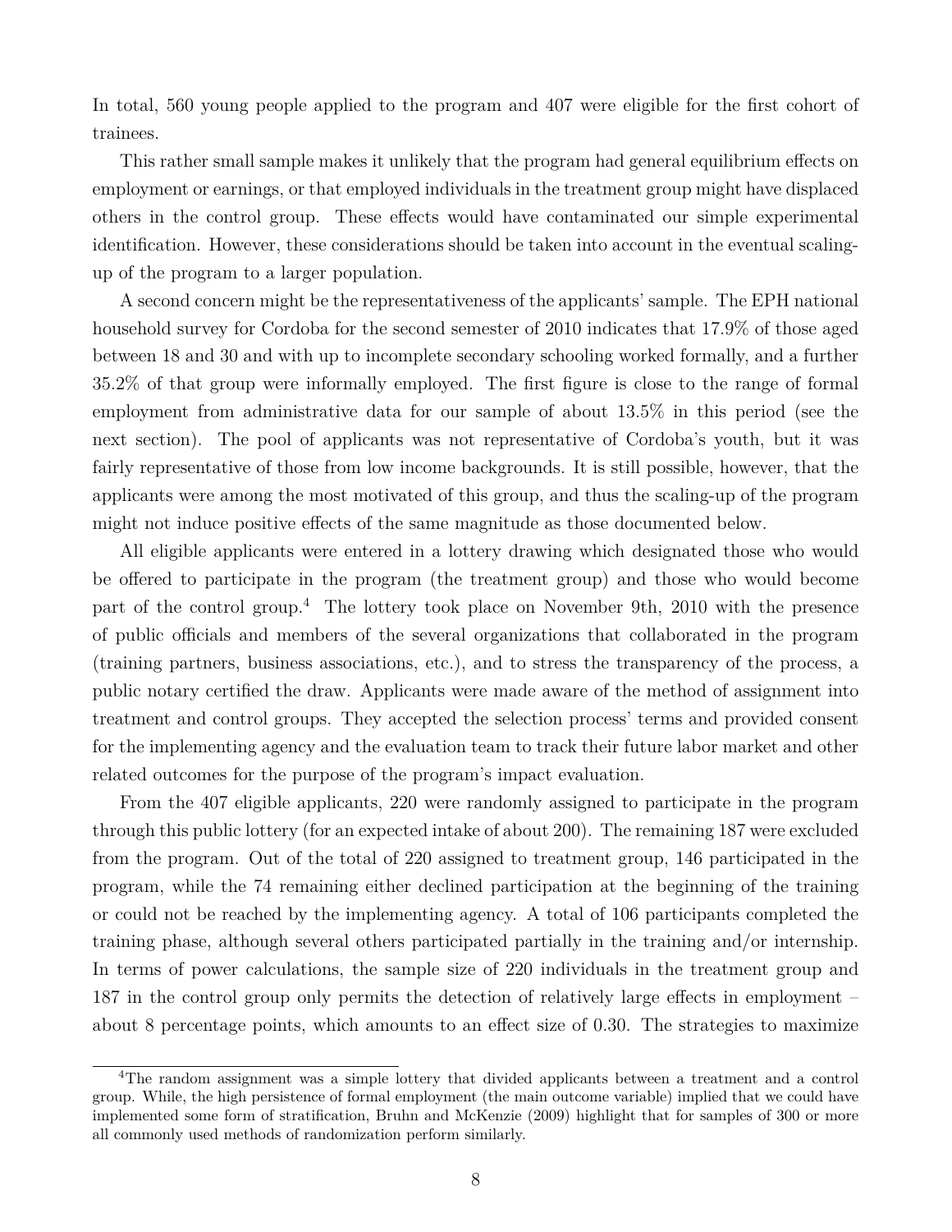In total, 560 young people applied to the program and 407 were eligible for the first cohort of trainees.

This rather small sample makes it unlikely that the program had general equilibrium effects on employment or earnings, or that employed individuals in the treatment group might have displaced others in the control group. These effects would have contaminated our simple experimental identification. However, these considerations should be taken into account in the eventual scaling-up of the program to a larger population.

A second concern might be the representativeness of the applicants' sample. The EPH national household survey for Cordoba for the second semester of 2010 indicates that 17.9% of those aged between 18 and 30 and with up to incomplete secondary schooling worked formally, and a further 35.2% of that group were informally employed. The first figure is close to the range of formal employment from administrative data for our sample of about 13.5% in this period (see the next section). The pool of applicants was not representative of Cordoba's youth, but it was fairly representative of those from low income backgrounds. It is still possible, however, that the applicants were among the most motivated of this group, and thus the scaling-up of the program might not induce positive effects of the same magnitude as those documented below.

All eligible applicants were entered in a lottery drawing which designated those who would be offered to participate in the program (the treatment group) and those who would become part of the control group.[4] The lottery took place on November 9th, 2010 with the presence of public officials and members of the several organizations that collaborated in the program (training partners, business associations, etc.), and to stress the transparency of the process, a public notary certified the draw. Applicants were made aware of the method of assignment into treatment and control groups. They accepted the selection process' terms and provided consent for the implementing agency and the evaluation team to track their future labor market and other related outcomes for the purpose of the program's impact evaluation.

From the 407 eligible applicants, 220 were randomly assigned to participate in the program through this public lottery (for an expected intake of about 200). The remaining 187 were excluded from the program. Out of the total of 220 assigned to treatment group, 146 participated in the program, while the 74 remaining either declined participation at the beginning of the training or could not be reached by the implementing agency. A total of 106 participants completed the training phase, although several others participated partially in the training and/or internship. In terms of power calculations, the sample size of 220 individuals in the treatment group and 187 in the control group only permits the detection of relatively large effects in employment – about 8 percentage points, which amounts to an effect size of 0.30. The strategies to maximize

[4] The random assignment was a simple lottery that divided applicants between a treatment and a control group. While, the high persistence of formal employment (the main outcome variable) implied that we could have implemented some form of stratification, Bruhn and McKenzie (2009) highlight that for samples of 300 or more all commonly used methods of randomization perform similarly.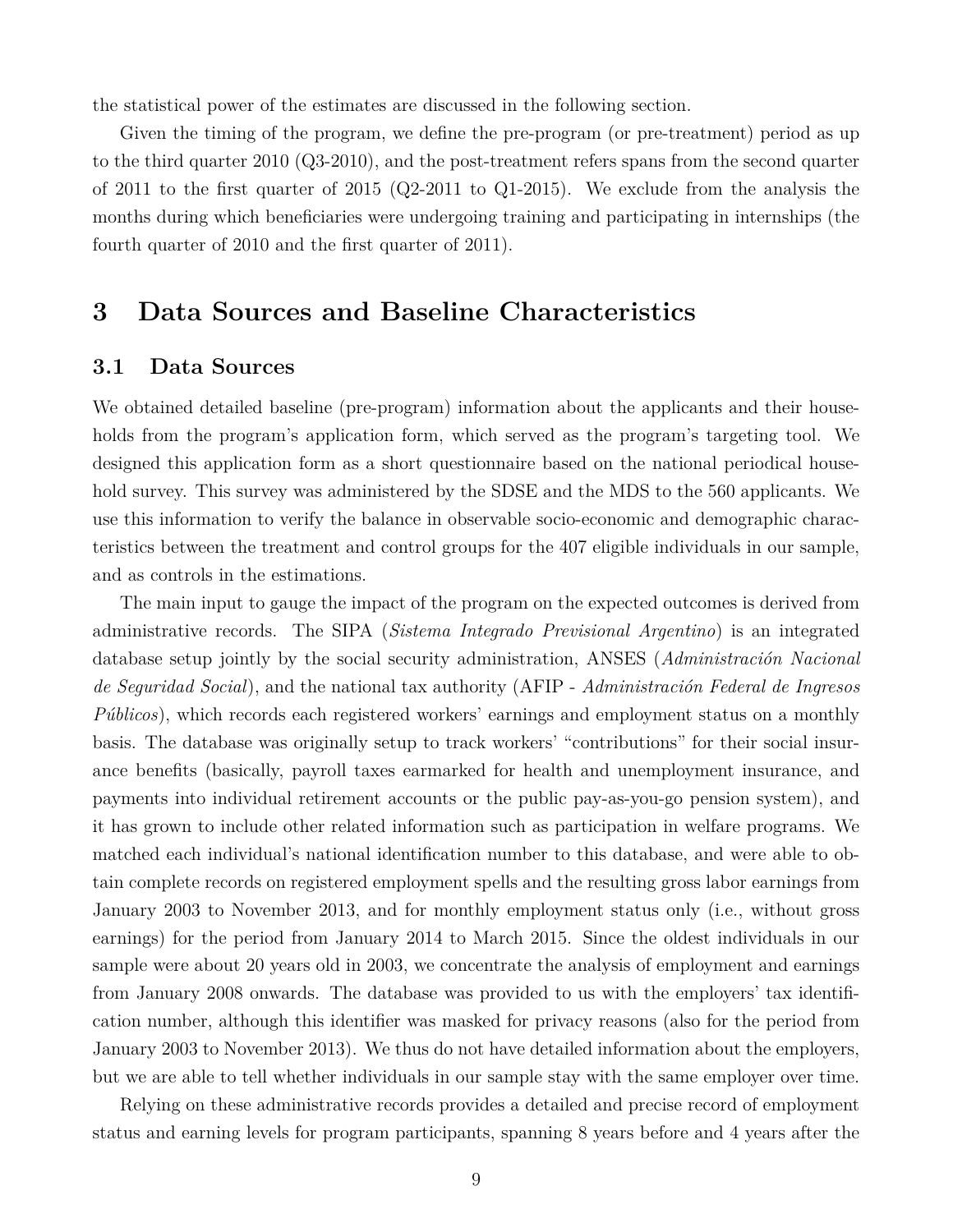the statistical power of the estimates are discussed in the following section.

Given the timing of the program, we define the pre-program (or pre-treatment) period as up to the third quarter 2010 (Q3-2010), and the post-treatment refers spans from the second quarter of 2011 to the first quarter of 2015 (Q2-2011 to Q1-2015). We exclude from the analysis the months during which beneficiaries were undergoing training and participating in internships (the fourth quarter of 2010 and the first quarter of 2011).

# 3 Data Sources and Baseline Characteristics

## 3.1 Data Sources

We obtained detailed baseline (pre-program) information about the applicants and their households from the program's application form, which served as the program's targeting tool. We designed this application form as a short questionnaire based on the national periodical household survey. This survey was administered by the SDSE and the MDS to the 560 applicants. We use this information to verify the balance in observable socio-economic and demographic characteristics between the treatment and control groups for the 407 eligible individuals in our sample, and as controls in the estimations.

The main input to gauge the impact of the program on the expected outcomes is derived from administrative records. The SIPA (*Sistema Integrado Previsional Argentino*) is an integrated database setup jointly by the social security administration, ANSES (*Administración Nacional de Seguridad Social*), and the national tax authority (AFIP - *Administración Federal de Ingresos Públicos*), which records each registered workers' earnings and employment status on a monthly basis. The database was originally setup to track workers' "contributions" for their social insurance benefits (basically, payroll taxes earmarked for health and unemployment insurance, and payments into individual retirement accounts or the public pay-as-you-go pension system), and it has grown to include other related information such as participation in welfare programs. We matched each individual's national identification number to this database, and were able to obtain complete records on registered employment spells and the resulting gross labor earnings from January 2003 to November 2013, and for monthly employment status only (i.e., without gross earnings) for the period from January 2014 to March 2015. Since the oldest individuals in our sample were about 20 years old in 2003, we concentrate the analysis of employment and earnings from January 2008 onwards. The database was provided to us with the employers' tax identification number, although this identifier was masked for privacy reasons (also for the period from January 2003 to November 2013). We thus do not have detailed information about the employers, but we are able to tell whether individuals in our sample stay with the same employer over time.

Relying on these administrative records provides a detailed and precise record of employment status and earning levels for program participants, spanning 8 years before and 4 years after the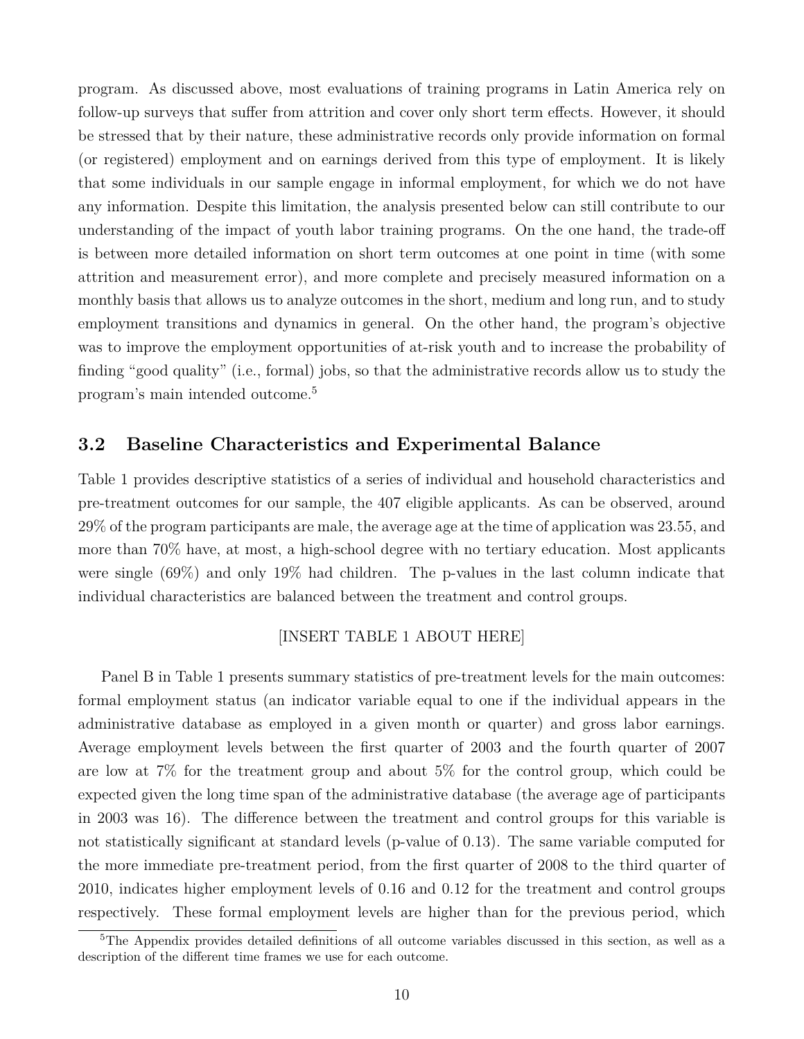program. As discussed above, most evaluations of training programs in Latin America rely on follow-up surveys that suffer from attrition and cover only short term effects. However, it should be stressed that by their nature, these administrative records only provide information on formal (or registered) employment and on earnings derived from this type of employment. It is likely that some individuals in our sample engage in informal employment, for which we do not have any information. Despite this limitation, the analysis presented below can still contribute to our understanding of the impact of youth labor training programs. On the one hand, the trade-off is between more detailed information on short term outcomes at one point in time (with some attrition and measurement error), and more complete and precisely measured information on a monthly basis that allows us to analyze outcomes in the short, medium and long run, and to study employment transitions and dynamics in general. On the other hand, the program's objective was to improve the employment opportunities of at-risk youth and to increase the probability of finding "good quality" (i.e., formal) jobs, so that the administrative records allow us to study the program's main intended outcome.[5]

### 3.2 Baseline Characteristics and Experimental Balance

Table 1 provides descriptive statistics of a series of individual and household characteristics and pre-treatment outcomes for our sample, the 407 eligible applicants. As can be observed, around 29% of the program participants are male, the average age at the time of application was 23.55, and more than 70% have, at most, a high-school degree with no tertiary education. Most applicants were single (69%) and only 19% had children. The p-values in the last column indicate that individual characteristics are balanced between the treatment and control groups.

[INSERT TABLE 1 ABOUT HERE]

Panel B in Table 1 presents summary statistics of pre-treatment levels for the main outcomes: formal employment status (an indicator variable equal to one if the individual appears in the administrative database as employed in a given month or quarter) and gross labor earnings. Average employment levels between the first quarter of 2003 and the fourth quarter of 2007 are low at 7% for the treatment group and about 5% for the control group, which could be expected given the long time span of the administrative database (the average age of participants in 2003 was 16). The difference between the treatment and control groups for this variable is not statistically significant at standard levels (p-value of 0.13). The same variable computed for the more immediate pre-treatment period, from the first quarter of 2008 to the third quarter of 2010, indicates higher employment levels of 0.16 and 0.12 for the treatment and control groups respectively. These formal employment levels are higher than for the previous period, which

[5] The Appendix provides detailed definitions of all outcome variables discussed in this section, as well as a description of the different time frames we use for each outcome.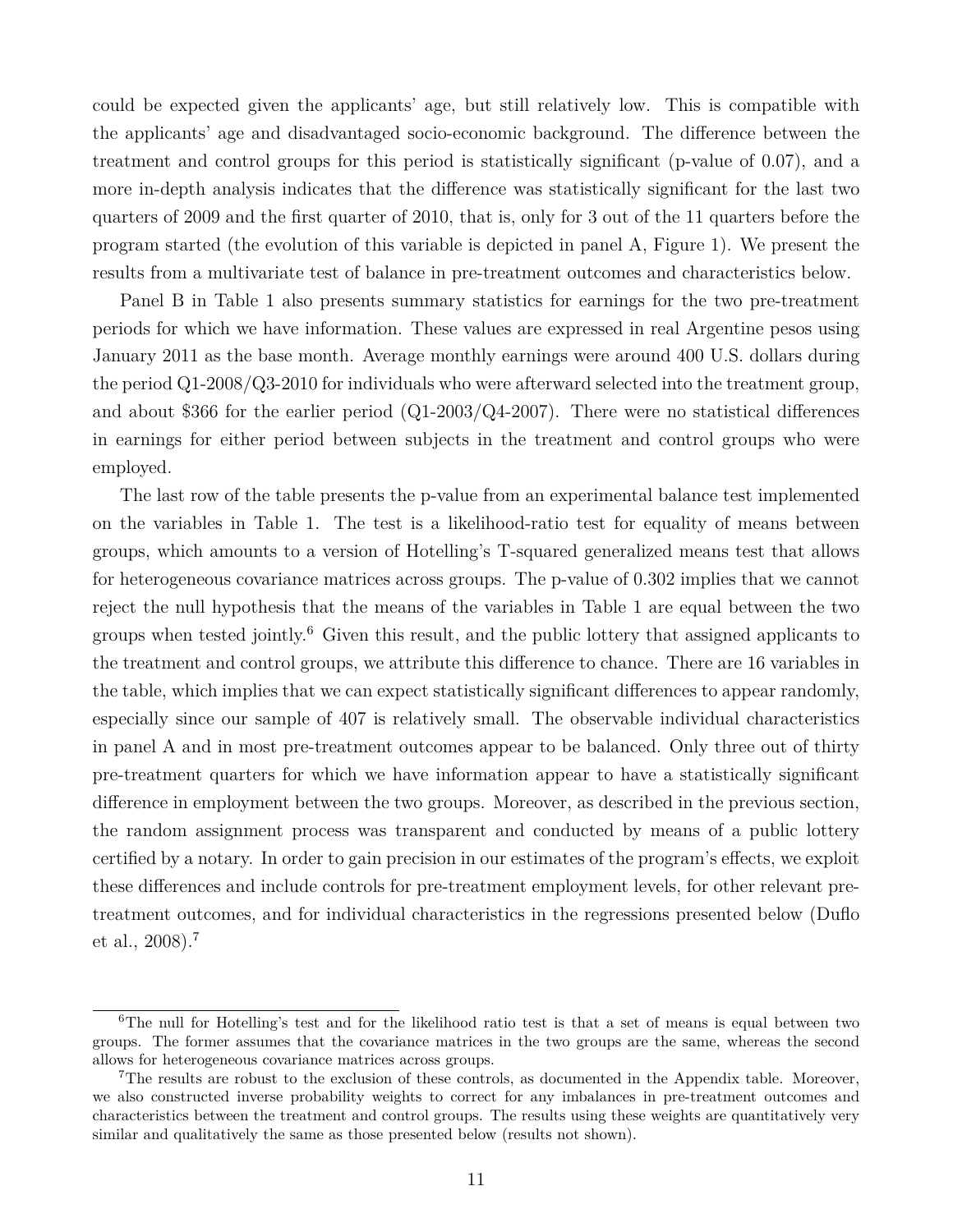could be expected given the applicants' age, but still relatively low. This is compatible with the applicants' age and disadvantaged socio-economic background. The difference between the treatment and control groups for this period is statistically significant (p-value of 0.07), and a more in-depth analysis indicates that the difference was statistically significant for the last two quarters of 2009 and the first quarter of 2010, that is, only for 3 out of the 11 quarters before the program started (the evolution of this variable is depicted in panel A, Figure 1). We present the results from a multivariate test of balance in pre-treatment outcomes and characteristics below.

Panel B in Table 1 also presents summary statistics for earnings for the two pre-treatment periods for which we have information. These values are expressed in real Argentine pesos using January 2011 as the base month. Average monthly earnings were around 400 U.S. dollars during the period Q1-2008/Q3-2010 for individuals who were afterward selected into the treatment group, and about $366 for the earlier period (Q1-2003/Q4-2007). There were no statistical differences in earnings for either period between subjects in the treatment and control groups who were employed.

The last row of the table presents the p-value from an experimental balance test implemented on the variables in Table 1. The test is a likelihood-ratio test for equality of means between groups, which amounts to a version of Hotelling's T-squared generalized means test that allows for heterogeneous covariance matrices across groups. The p-value of 0.302 implies that we cannot reject the null hypothesis that the means of the variables in Table 1 are equal between the two groups when tested jointly.[6] Given this result, and the public lottery that assigned applicants to the treatment and control groups, we attribute this difference to chance. There are 16 variables in the table, which implies that we can expect statistically significant differences to appear randomly, especially since our sample of 407 is relatively small. The observable individual characteristics in panel A and in most pre-treatment outcomes appear to be balanced. Only three out of thirty pre-treatment quarters for which we have information appear to have a statistically significant difference in employment between the two groups. Moreover, as described in the previous section, the random assignment process was transparent and conducted by means of a public lottery certified by a notary. In order to gain precision in our estimates of the program's effects, we exploit these differences and include controls for pre-treatment employment levels, for other relevant pre-treatment outcomes, and for individual characteristics in the regressions presented below (Duflo et al., 2008).[7]

[6]The null for Hotelling's test and for the likelihood ratio test is that a set of means is equal between two groups. The former assumes that the covariance matrices in the two groups are the same, whereas the second allows for heterogeneous covariance matrices across groups.

[7]The results are robust to the exclusion of these controls, as documented in the Appendix table. Moreover, we also constructed inverse probability weights to correct for any imbalances in pre-treatment outcomes and characteristics between the treatment and control groups. The results using these weights are quantitatively very similar and qualitatively the same as those presented below (results not shown).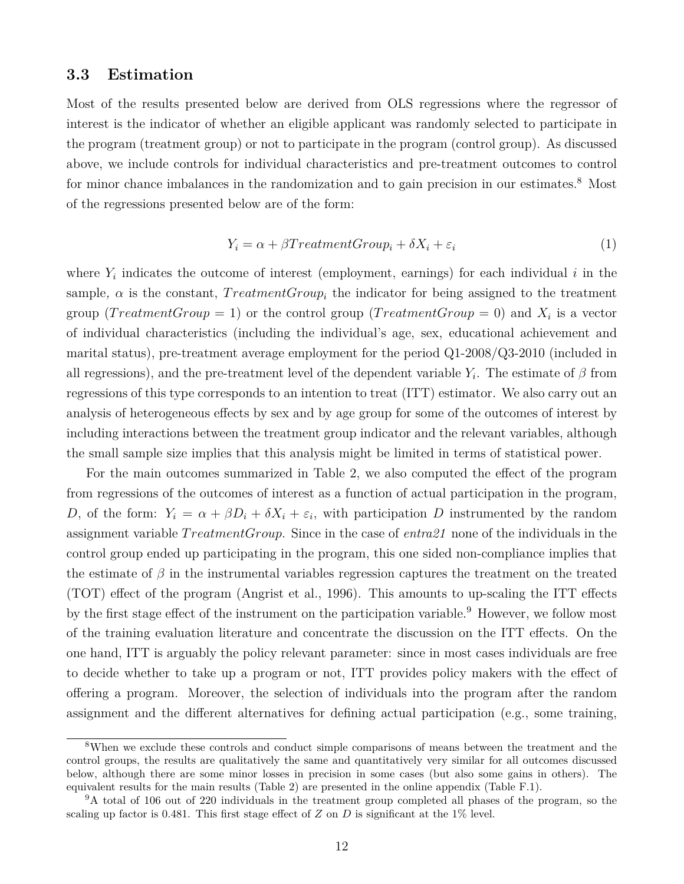### 3.3 Estimation

Most of the results presented below are derived from OLS regressions where the regressor of interest is the indicator of whether an eligible applicant was randomly selected to participate in the program (treatment group) or not to participate in the program (control group). As discussed above, we include controls for individual characteristics and pre-treatment outcomes to control for minor chance imbalances in the randomization and to gain precision in our estimates.[8] Most of the regressions presented below are of the form:

$$Y_i = \alpha + \beta TreatmentGroup_i + \delta X_i + \varepsilon_i \tag{1}$$

where $Y_i$ indicates the outcome of interest (employment, earnings) for each individual $i$ in the sample, $\alpha$ is the constant, $TreatmentGroup_i$ the indicator for being assigned to the treatment group ($TreatmentGroup = 1$) or the control group ($TreatmentGroup = 0$) and $X_i$ is a vector of individual characteristics (including the individual's age, sex, educational achievement and marital status), pre-treatment average employment for the period Q1-2008/Q3-2010 (included in all regressions), and the pre-treatment level of the dependent variable $Y_i$. The estimate of $\beta$ from regressions of this type corresponds to an intention to treat (ITT) estimator. We also carry out an analysis of heterogeneous effects by sex and by age group for some of the outcomes of interest by including interactions between the treatment group indicator and the relevant variables, although the small sample size implies that this analysis might be limited in terms of statistical power.

For the main outcomes summarized in Table 2, we also computed the effect of the program from regressions of the outcomes of interest as a function of actual participation in the program, $D$, of the form: $Y_i = \alpha + \beta D_i + \delta X_i + \varepsilon_i$, with participation $D$ instrumented by the random assignment variable $TreatmentGroup$. Since in the case of *entra21* none of the individuals in the control group ended up participating in the program, this one sided non-compliance implies that the estimate of $\beta$ in the instrumental variables regression captures the treatment on the treated (TOT) effect of the program (Angrist et al., 1996). This amounts to up-scaling the ITT effects by the first stage effect of the instrument on the participation variable.[9] However, we follow most of the training evaluation literature and concentrate the discussion on the ITT effects. On the one hand, ITT is arguably the policy relevant parameter: since in most cases individuals are free to decide whether to take up a program or not, ITT provides policy makers with the effect of offering a program. Moreover, the selection of individuals into the program after the random assignment and the different alternatives for defining actual participation (e.g., some training,

[8]When we exclude these controls and conduct simple comparisons of means between the treatment and the control groups, the results are qualitatively the same and quantitatively very similar for all outcomes discussed below, although there are some minor losses in precision in some cases (but also some gains in others). The equivalent results for the main results (Table 2) are presented in the online appendix (Table F.1).

[9]A total of 106 out of 220 individuals in the treatment group completed all phases of the program, so the scaling up factor is 0.481. This first stage effect of $Z$ on $D$ is significant at the 1% level.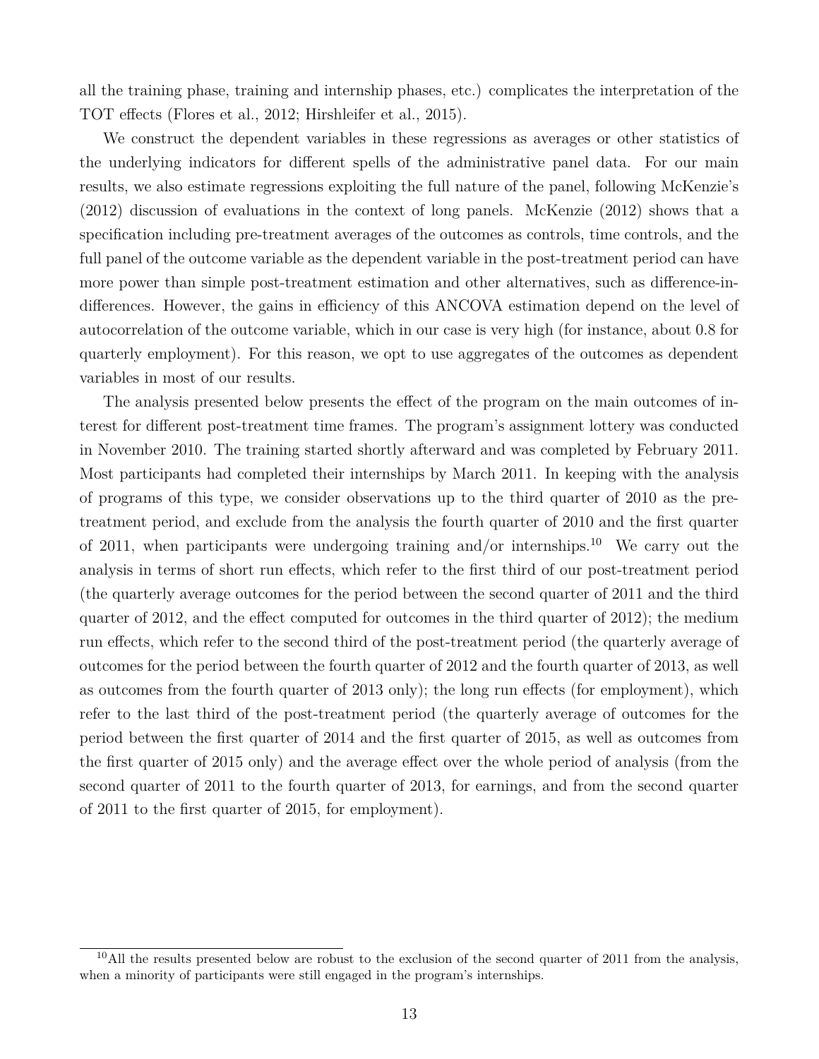all the training phase, training and internship phases, etc.) complicates the interpretation of the TOT effects (Flores et al., 2012; Hirshleifer et al., 2015).

We construct the dependent variables in these regressions as averages or other statistics of the underlying indicators for different spells of the administrative panel data. For our main results, we also estimate regressions exploiting the full nature of the panel, following McKenzie's (2012) discussion of evaluations in the context of long panels. McKenzie (2012) shows that a specification including pre-treatment averages of the outcomes as controls, time controls, and the full panel of the outcome variable as the dependent variable in the post-treatment period can have more power than simple post-treatment estimation and other alternatives, such as difference-in-differences. However, the gains in efficiency of this ANCOVA estimation depend on the level of autocorrelation of the outcome variable, which in our case is very high (for instance, about 0.8 for quarterly employment). For this reason, we opt to use aggregates of the outcomes as dependent variables in most of our results.

The analysis presented below presents the effect of the program on the main outcomes of interest for different post-treatment time frames. The program's assignment lottery was conducted in November 2010. The training started shortly afterward and was completed by February 2011. Most participants had completed their internships by March 2011. In keeping with the analysis of programs of this type, we consider observations up to the third quarter of 2010 as the pre-treatment period, and exclude from the analysis the fourth quarter of 2010 and the first quarter of 2011, when participants were undergoing training and/or internships.[10] We carry out the analysis in terms of short run effects, which refer to the first third of our post-treatment period (the quarterly average outcomes for the period between the second quarter of 2011 and the third quarter of 2012, and the effect computed for outcomes in the third quarter of 2012); the medium run effects, which refer to the second third of the post-treatment period (the quarterly average of outcomes for the period between the fourth quarter of 2012 and the fourth quarter of 2013, as well as outcomes from the fourth quarter of 2013 only); the long run effects (for employment), which refer to the last third of the post-treatment period (the quarterly average of outcomes for the period between the first quarter of 2014 and the first quarter of 2015, as well as outcomes from the first quarter of 2015 only) and the average effect over the whole period of analysis (from the second quarter of 2011 to the fourth quarter of 2013, for earnings, and from the second quarter of 2011 to the first quarter of 2015, for employment).

[10] All the results presented below are robust to the exclusion of the second quarter of 2011 from the analysis, when a minority of participants were still engaged in the program's internships.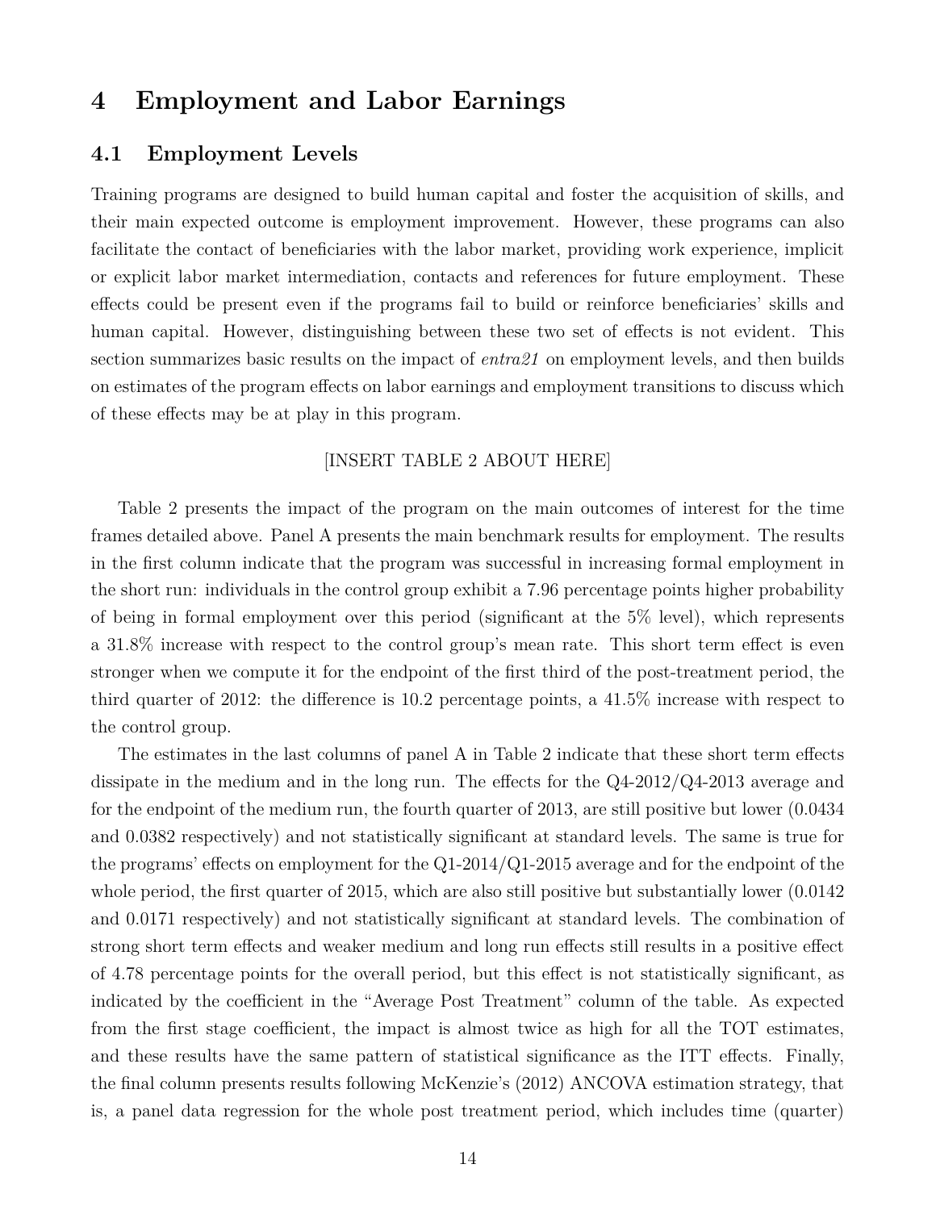# 4 Employment and Labor Earnings

## 4.1 Employment Levels

Training programs are designed to build human capital and foster the acquisition of skills, and their main expected outcome is employment improvement. However, these programs can also facilitate the contact of beneficiaries with the labor market, providing work experience, implicit or explicit labor market intermediation, contacts and references for future employment. These effects could be present even if the programs fail to build or reinforce beneficiaries' skills and human capital. However, distinguishing between these two set of effects is not evident. This section summarizes basic results on the impact of *entra21* on employment levels, and then builds on estimates of the program effects on labor earnings and employment transitions to discuss which of these effects may be at play in this program.

[INSERT TABLE 2 ABOUT HERE]

Table 2 presents the impact of the program on the main outcomes of interest for the time frames detailed above. Panel A presents the main benchmark results for employment. The results in the first column indicate that the program was successful in increasing formal employment in the short run: individuals in the control group exhibit a 7.96 percentage points higher probability of being in formal employment over this period (significant at the 5% level), which represents a 31.8% increase with respect to the control group's mean rate. This short term effect is even stronger when we compute it for the endpoint of the first third of the post-treatment period, the third quarter of 2012: the difference is 10.2 percentage points, a 41.5% increase with respect to the control group.

The estimates in the last columns of panel A in Table 2 indicate that these short term effects dissipate in the medium and in the long run. The effects for the Q4-2012/Q4-2013 average and for the endpoint of the medium run, the fourth quarter of 2013, are still positive but lower (0.0434 and 0.0382 respectively) and not statistically significant at standard levels. The same is true for the programs' effects on employment for the Q1-2014/Q1-2015 average and for the endpoint of the whole period, the first quarter of 2015, which are also still positive but substantially lower (0.0142 and 0.0171 respectively) and not statistically significant at standard levels. The combination of strong short term effects and weaker medium and long run effects still results in a positive effect of 4.78 percentage points for the overall period, but this effect is not statistically significant, as indicated by the coefficient in the "Average Post Treatment" column of the table. As expected from the first stage coefficient, the impact is almost twice as high for all the TOT estimates, and these results have the same pattern of statistical significance as the ITT effects. Finally, the final column presents results following McKenzie's (2012) ANCOVA estimation strategy, that is, a panel data regression for the whole post treatment period, which includes time (quarter)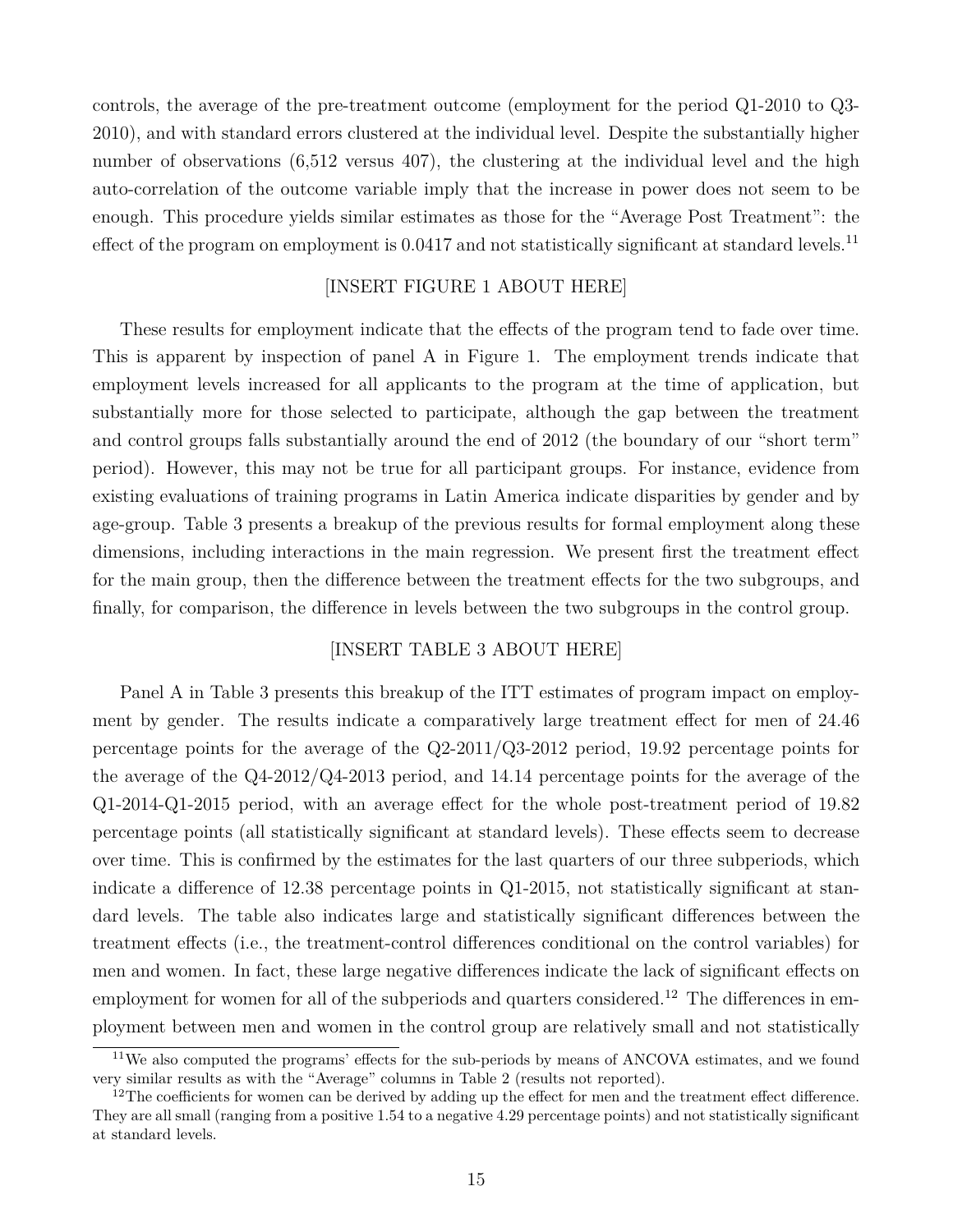controls, the average of the pre-treatment outcome (employment for the period Q1-2010 to Q3-2010), and with standard errors clustered at the individual level. Despite the substantially higher number of observations (6,512 versus 407), the clustering at the individual level and the high auto-correlation of the outcome variable imply that the increase in power does not seem to be enough. This procedure yields similar estimates as those for the "Average Post Treatment": the effect of the program on employment is 0.0417 and not statistically significant at standard levels.[11]

[INSERT FIGURE 1 ABOUT HERE]

These results for employment indicate that the effects of the program tend to fade over time. This is apparent by inspection of panel A in Figure 1. The employment trends indicate that employment levels increased for all applicants to the program at the time of application, but substantially more for those selected to participate, although the gap between the treatment and control groups falls substantially around the end of 2012 (the boundary of our "short term" period). However, this may not be true for all participant groups. For instance, evidence from existing evaluations of training programs in Latin America indicate disparities by gender and by age-group. Table 3 presents a breakup of the previous results for formal employment along these dimensions, including interactions in the main regression. We present first the treatment effect for the main group, then the difference between the treatment effects for the two subgroups, and finally, for comparison, the difference in levels between the two subgroups in the control group.

[INSERT TABLE 3 ABOUT HERE]

Panel A in Table 3 presents this breakup of the ITT estimates of program impact on employment by gender. The results indicate a comparatively large treatment effect for men of 24.46 percentage points for the average of the Q2-2011/Q3-2012 period, 19.92 percentage points for the average of the Q4-2012/Q4-2013 period, and 14.14 percentage points for the average of the Q1-2014-Q1-2015 period, with an average effect for the whole post-treatment period of 19.82 percentage points (all statistically significant at standard levels). These effects seem to decrease over time. This is confirmed by the estimates for the last quarters of our three subperiods, which indicate a difference of 12.38 percentage points in Q1-2015, not statistically significant at standard levels. The table also indicates large and statistically significant differences between the treatment effects (i.e., the treatment-control differences conditional on the control variables) for men and women. In fact, these large negative differences indicate the lack of significant effects on employment for women for all of the subperiods and quarters considered.[12] The differences in employment between men and women in the control group are relatively small and not statistically

[11] We also computed the programs' effects for the sub-periods by means of ANCOVA estimates, and we found very similar results as with the "Average" columns in Table 2 (results not reported).

[12] The coefficients for women can be derived by adding up the effect for men and the treatment effect difference. They are all small (ranging from a positive 1.54 to a negative 4.29 percentage points) and not statistically significant at standard levels.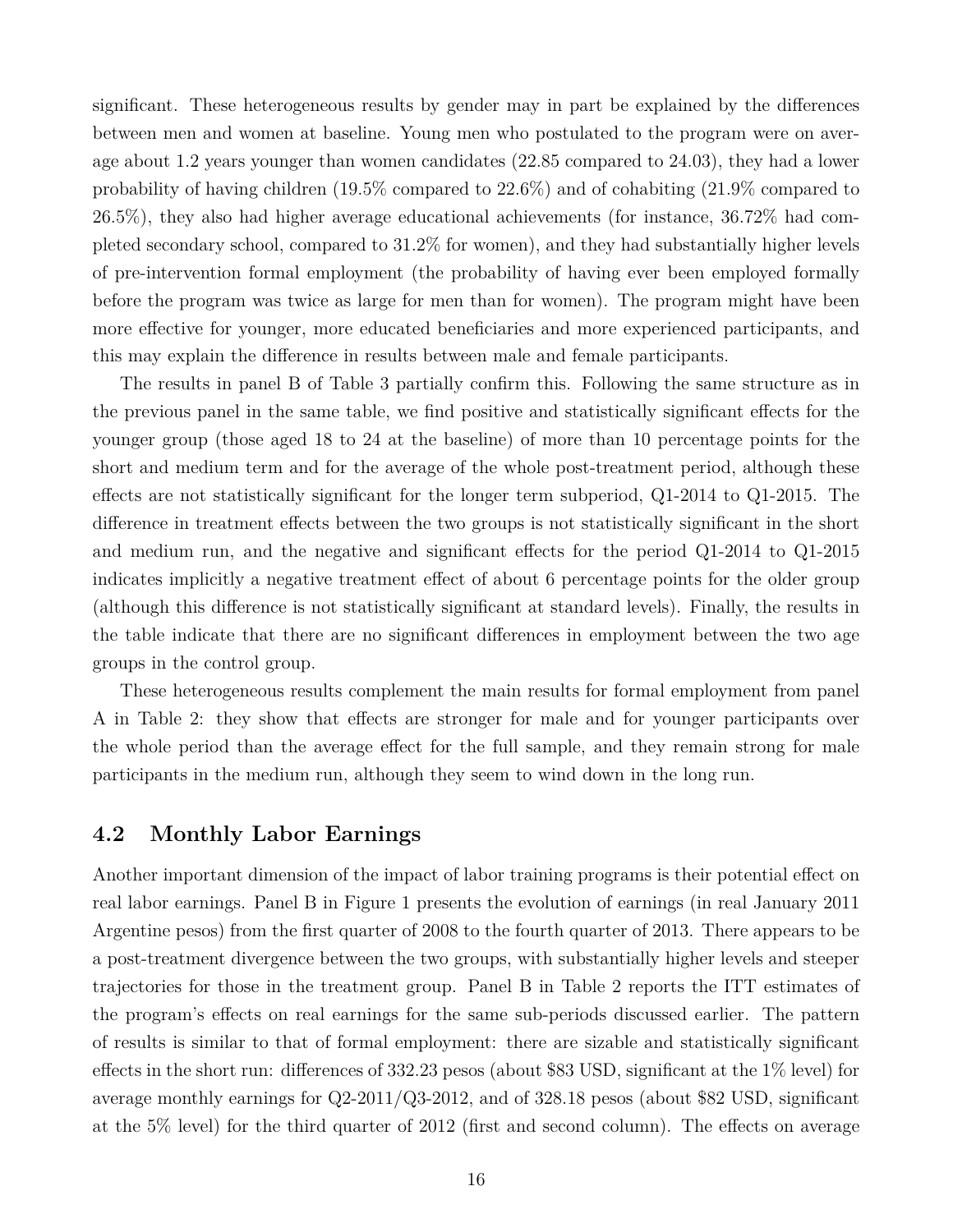significant. These heterogeneous results by gender may in part be explained by the differences between men and women at baseline. Young men who postulated to the program were on average about 1.2 years younger than women candidates (22.85 compared to 24.03), they had a lower probability of having children (19.5% compared to 22.6%) and of cohabiting (21.9% compared to 26.5%), they also had higher average educational achievements (for instance, 36.72% had completed secondary school, compared to 31.2% for women), and they had substantially higher levels of pre-intervention formal employment (the probability of having ever been employed formally before the program was twice as large for men than for women). The program might have been more effective for younger, more educated beneficiaries and more experienced participants, and this may explain the difference in results between male and female participants.

The results in panel B of Table 3 partially confirm this. Following the same structure as in the previous panel in the same table, we find positive and statistically significant effects for the younger group (those aged 18 to 24 at the baseline) of more than 10 percentage points for the short and medium term and for the average of the whole post-treatment period, although these effects are not statistically significant for the longer term subperiod, Q1-2014 to Q1-2015. The difference in treatment effects between the two groups is not statistically significant in the short and medium run, and the negative and significant effects for the period Q1-2014 to Q1-2015 indicates implicitly a negative treatment effect of about 6 percentage points for the older group (although this difference is not statistically significant at standard levels). Finally, the results in the table indicate that there are no significant differences in employment between the two age groups in the control group.

These heterogeneous results complement the main results for formal employment from panel A in Table 2: they show that effects are stronger for male and for younger participants over the whole period than the average effect for the full sample, and they remain strong for male participants in the medium run, although they seem to wind down in the long run.

## 4.2 Monthly Labor Earnings

Another important dimension of the impact of labor training programs is their potential effect on real labor earnings. Panel B in Figure 1 presents the evolution of earnings (in real January 2011 Argentine pesos) from the first quarter of 2008 to the fourth quarter of 2013. There appears to be a post-treatment divergence between the two groups, with substantially higher levels and steeper trajectories for those in the treatment group. Panel B in Table 2 reports the ITT estimates of the program's effects on real earnings for the same sub-periods discussed earlier. The pattern of results is similar to that of formal employment: there are sizable and statistically significant effects in the short run: differences of 332.23 pesos (about \$83 USD, significant at the 1% level) for average monthly earnings for Q2-2011/Q3-2012, and of 328.18 pesos (about \$82 USD, significant at the 5% level) for the third quarter of 2012 (first and second column). The effects on average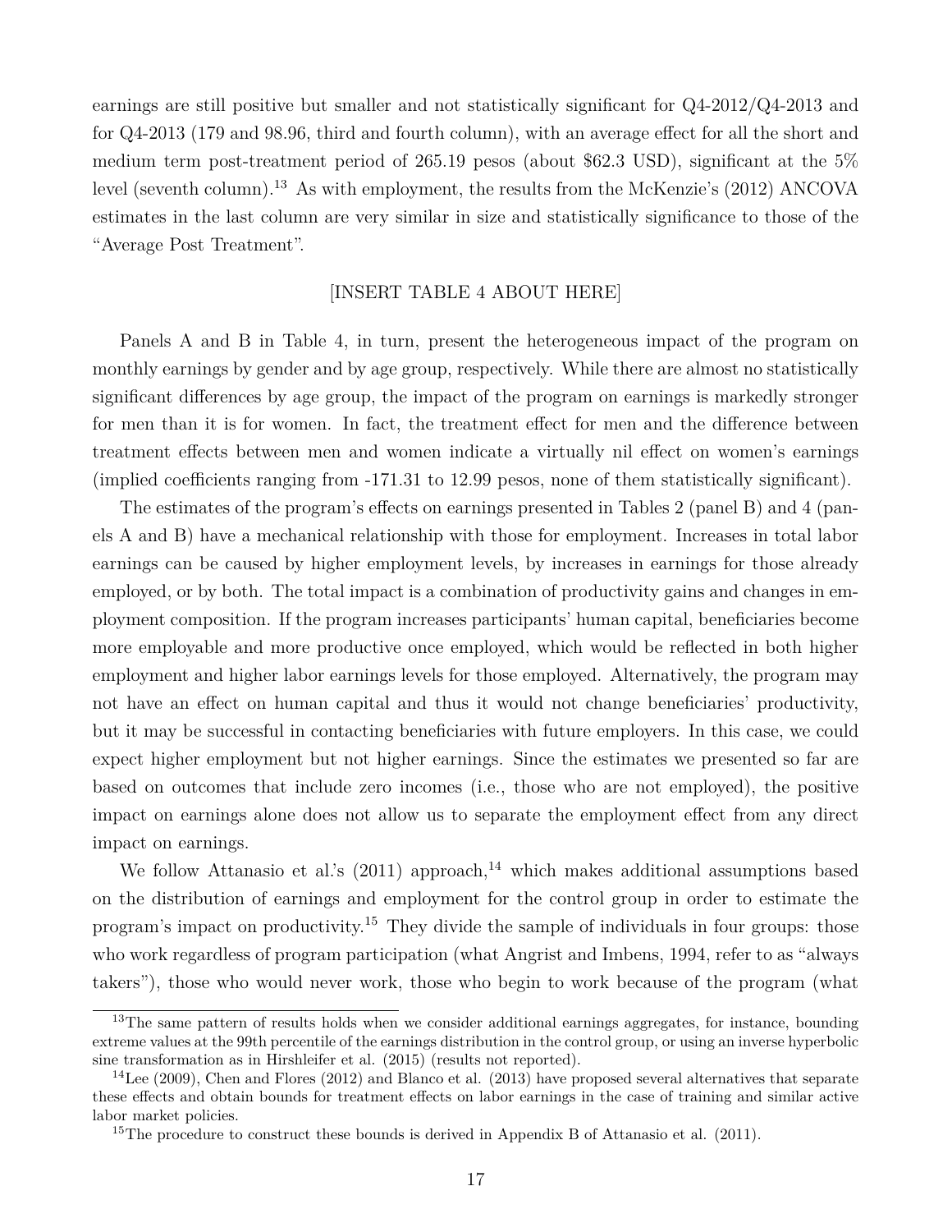earnings are still positive but smaller and not statistically significant for Q4-2012/Q4-2013 and for Q4-2013 (179 and 98.96, third and fourth column), with an average effect for all the short and medium term post-treatment period of 265.19 pesos (about $62.3 USD), significant at the 5% level (seventh column).[13] As with employment, the results from the McKenzie's (2012) ANCOVA estimates in the last column are very similar in size and statistically significance to those of the "Average Post Treatment".

[INSERT TABLE 4 ABOUT HERE]

Panels A and B in Table 4, in turn, present the heterogeneous impact of the program on monthly earnings by gender and by age group, respectively. While there are almost no statistically significant differences by age group, the impact of the program on earnings is markedly stronger for men than it is for women. In fact, the treatment effect for men and the difference between treatment effects between men and women indicate a virtually nil effect on women's earnings (implied coefficients ranging from -171.31 to 12.99 pesos, none of them statistically significant).

The estimates of the program's effects on earnings presented in Tables 2 (panel B) and 4 (panels A and B) have a mechanical relationship with those for employment. Increases in total labor earnings can be caused by higher employment levels, by increases in earnings for those already employed, or by both. The total impact is a combination of productivity gains and changes in employment composition. If the program increases participants' human capital, beneficiaries become more employable and more productive once employed, which would be reflected in both higher employment and higher labor earnings levels for those employed. Alternatively, the program may not have an effect on human capital and thus it would not change beneficiaries' productivity, but it may be successful in contacting beneficiaries with future employers. In this case, we could expect higher employment but not higher earnings. Since the estimates we presented so far are based on outcomes that include zero incomes (i.e., those who are not employed), the positive impact on earnings alone does not allow us to separate the employment effect from any direct impact on earnings.

We follow Attanasio et al.'s (2011) approach,[14] which makes additional assumptions based on the distribution of earnings and employment for the control group in order to estimate the program's impact on productivity.[15] They divide the sample of individuals in four groups: those who work regardless of program participation (what Angrist and Imbens, 1994, refer to as "always takers"), those who would never work, those who begin to work because of the program (what

[13] The same pattern of results holds when we consider additional earnings aggregates, for instance, bounding extreme values at the 99th percentile of the earnings distribution in the control group, or using an inverse hyperbolic sine transformation as in Hirshleifer et al. (2015) (results not reported).

[14] Lee (2009), Chen and Flores (2012) and Blanco et al. (2013) have proposed several alternatives that separate these effects and obtain bounds for treatment effects on labor earnings in the case of training and similar active labor market policies.

[15] The procedure to construct these bounds is derived in Appendix B of Attanasio et al. (2011).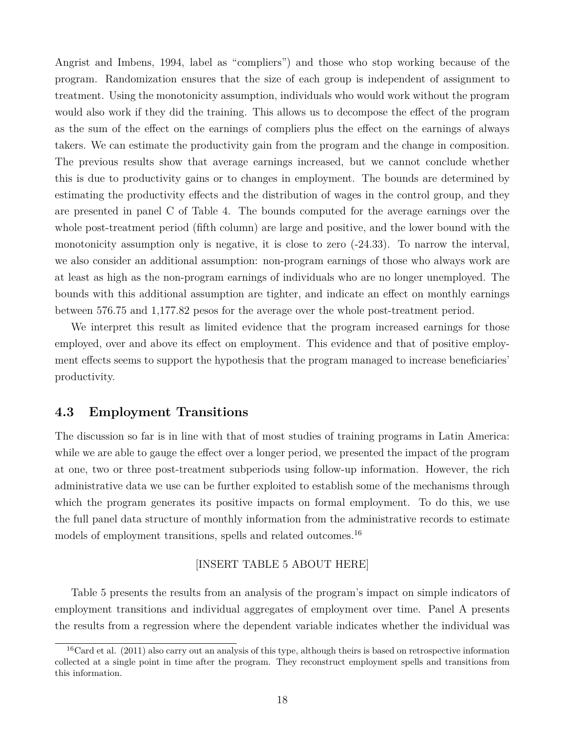Angrist and Imbens, 1994, label as "compliers") and those who stop working because of the program. Randomization ensures that the size of each group is independent of assignment to treatment. Using the monotonicity assumption, individuals who would work without the program would also work if they did the training. This allows us to decompose the effect of the program as the sum of the effect on the earnings of compliers plus the effect on the earnings of always takers. We can estimate the productivity gain from the program and the change in composition. The previous results show that average earnings increased, but we cannot conclude whether this is due to productivity gains or to changes in employment. The bounds are determined by estimating the productivity effects and the distribution of wages in the control group, and they are presented in panel C of Table 4. The bounds computed for the average earnings over the whole post-treatment period (fifth column) are large and positive, and the lower bound with the monotonicity assumption only is negative, it is close to zero (-24.33). To narrow the interval, we also consider an additional assumption: non-program earnings of those who always work are at least as high as the non-program earnings of individuals who are no longer unemployed. The bounds with this additional assumption are tighter, and indicate an effect on monthly earnings between 576.75 and 1,177.82 pesos for the average over the whole post-treatment period.

We interpret this result as limited evidence that the program increased earnings for those employed, over and above its effect on employment. This evidence and that of positive employment effects seems to support the hypothesis that the program managed to increase beneficiaries' productivity.

## 4.3 Employment Transitions

The discussion so far is in line with that of most studies of training programs in Latin America: while we are able to gauge the effect over a longer period, we presented the impact of the program at one, two or three post-treatment subperiods using follow-up information. However, the rich administrative data we use can be further exploited to establish some of the mechanisms through which the program generates its positive impacts on formal employment. To do this, we use the full panel data structure of monthly information from the administrative records to estimate models of employment transitions, spells and related outcomes.[16]

[INSERT TABLE 5 ABOUT HERE]

Table 5 presents the results from an analysis of the program's impact on simple indicators of employment transitions and individual aggregates of employment over time. Panel A presents the results from a regression where the dependent variable indicates whether the individual was

[16] Card et al. (2011) also carry out an analysis of this type, although theirs is based on retrospective information collected at a single point in time after the program. They reconstruct employment spells and transitions from this information.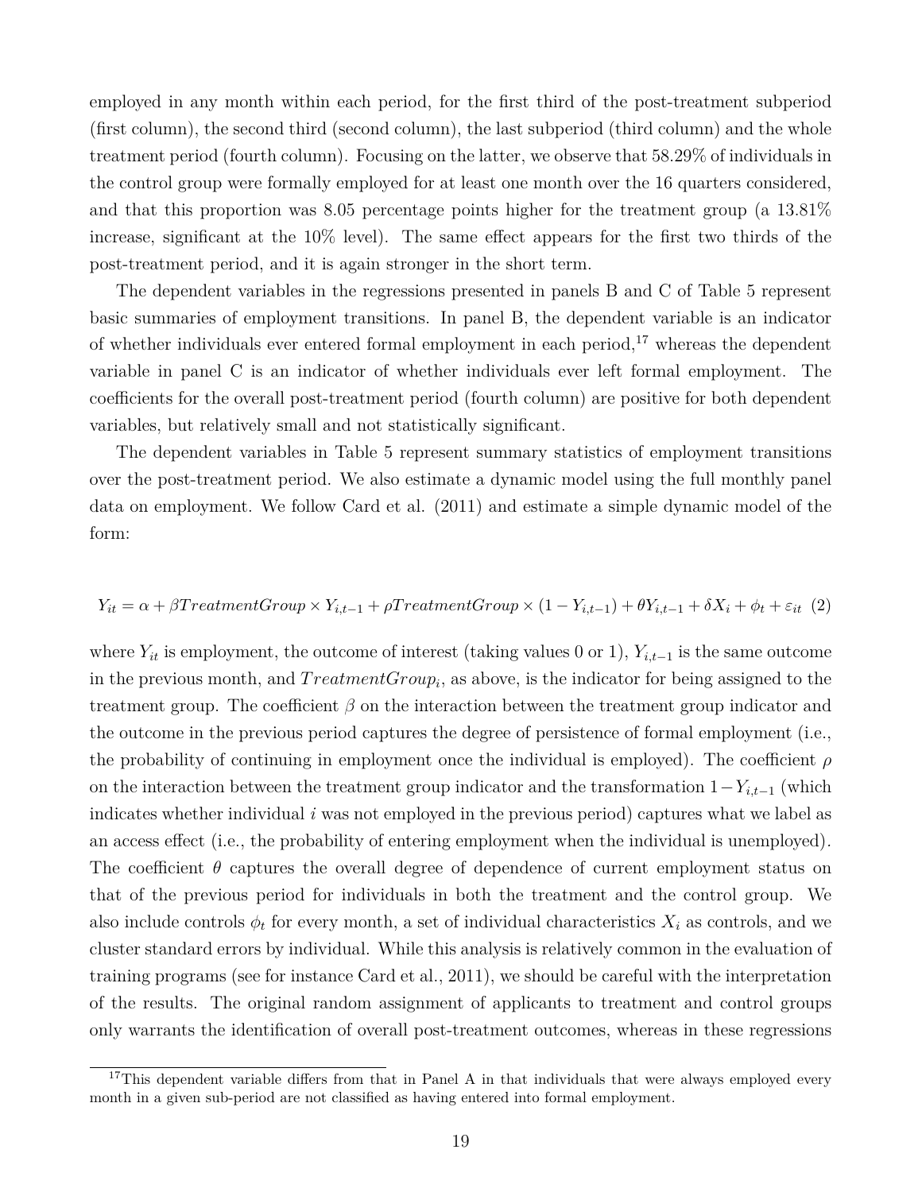employed in any month within each period, for the first third of the post-treatment subperiod (first column), the second third (second column), the last subperiod (third column) and the whole treatment period (fourth column). Focusing on the latter, we observe that 58.29% of individuals in the control group were formally employed for at least one month over the 16 quarters considered, and that this proportion was 8.05 percentage points higher for the treatment group (a 13.81% increase, significant at the 10% level). The same effect appears for the first two thirds of the post-treatment period, and it is again stronger in the short term.

The dependent variables in the regressions presented in panels B and C of Table 5 represent basic summaries of employment transitions. In panel B, the dependent variable is an indicator of whether individuals ever entered formal employment in each period,[17] whereas the dependent variable in panel C is an indicator of whether individuals ever left formal employment. The coefficients for the overall post-treatment period (fourth column) are positive for both dependent variables, but relatively small and not statistically significant.

The dependent variables in Table 5 represent summary statistics of employment transitions over the post-treatment period. We also estimate a dynamic model using the full monthly panel data on employment. We follow Card et al. (2011) and estimate a simple dynamic model of the form:

$$Y_{it} = \alpha + \beta TreatmentGroup \times Y_{i,t-1} + \rho TreatmentGroup \times (1 - Y_{i,t-1}) + \theta Y_{i,t-1} + \delta X_i + \phi_t + \varepsilon_{it} \quad (2)$$

where $Y_{it}$ is employment, the outcome of interest (taking values 0 or 1), $Y_{i,t-1}$ is the same outcome in the previous month, and $TreatmentGroup_i$, as above, is the indicator for being assigned to the treatment group. The coefficient $\beta$ on the interaction between the treatment group indicator and the outcome in the previous period captures the degree of persistence of formal employment (i.e., the probability of continuing in employment once the individual is employed). The coefficient $\rho$ on the interaction between the treatment group indicator and the transformation $1 - Y_{i,t-1}$ (which indicates whether individual $i$ was not employed in the previous period) captures what we label as an access effect (i.e., the probability of entering employment when the individual is unemployed). The coefficient $\theta$ captures the overall degree of dependence of current employment status on that of the previous period for individuals in both the treatment and the control group. We also include controls $\phi_t$ for every month, a set of individual characteristics $X_i$ as controls, and we cluster standard errors by individual. While this analysis is relatively common in the evaluation of training programs (see for instance Card et al., 2011), we should be careful with the interpretation of the results. The original random assignment of applicants to treatment and control groups only warrants the identification of overall post-treatment outcomes, whereas in these regressions

[17] This dependent variable differs from that in Panel A in that individuals that were always employed every month in a given sub-period are not classified as having entered into formal employment.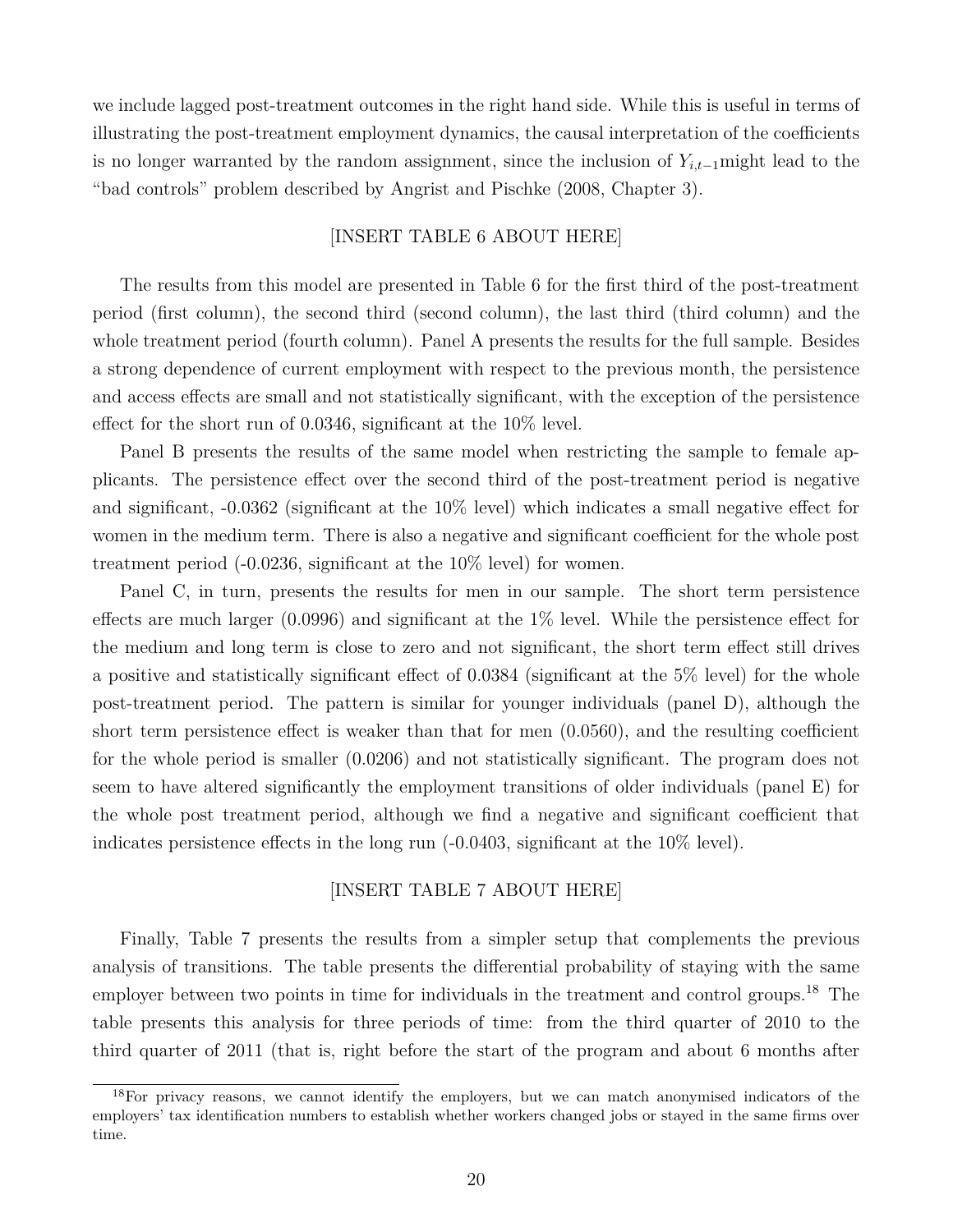we include lagged post-treatment outcomes in the right hand side. While this is useful in terms of illustrating the post-treatment employment dynamics, the causal interpretation of the coefficients is no longer warranted by the random assignment, since the inclusion of $Y_{i,t-1}$might lead to the "bad controls" problem described by Angrist and Pischke (2008, Chapter 3).

[INSERT TABLE 6 ABOUT HERE]

The results from this model are presented in Table 6 for the first third of the post-treatment period (first column), the second third (second column), the last third (third column) and the whole treatment period (fourth column). Panel A presents the results for the full sample. Besides a strong dependence of current employment with respect to the previous month, the persistence and access effects are small and not statistically significant, with the exception of the persistence effect for the short run of 0.0346, significant at the 10% level.

Panel B presents the results of the same model when restricting the sample to female applicants. The persistence effect over the second third of the post-treatment period is negative and significant, -0.0362 (significant at the 10% level) which indicates a small negative effect for women in the medium term. There is also a negative and significant coefficient for the whole post treatment period (-0.0236, significant at the 10% level) for women.

Panel C, in turn, presents the results for men in our sample. The short term persistence effects are much larger (0.0996) and significant at the 1% level. While the persistence effect for the medium and long term is close to zero and not significant, the short term effect still drives a positive and statistically significant effect of 0.0384 (significant at the 5% level) for the whole post-treatment period. The pattern is similar for younger individuals (panel D), although the short term persistence effect is weaker than that for men (0.0560), and the resulting coefficient for the whole period is smaller (0.0206) and not statistically significant. The program does not seem to have altered significantly the employment transitions of older individuals (panel E) for the whole post treatment period, although we find a negative and significant coefficient that indicates persistence effects in the long run (-0.0403, significant at the 10% level).

[INSERT TABLE 7 ABOUT HERE]

Finally, Table 7 presents the results from a simpler setup that complements the previous analysis of transitions. The table presents the differential probability of staying with the same employer between two points in time for individuals in the treatment and control groups.[18] The table presents this analysis for three periods of time: from the third quarter of 2010 to the third quarter of 2011 (that is, right before the start of the program and about 6 months after

[18]For privacy reasons, we cannot identify the employers, but we can match anonymised indicators of the employers' tax identification numbers to establish whether workers changed jobs or stayed in the same firms over time.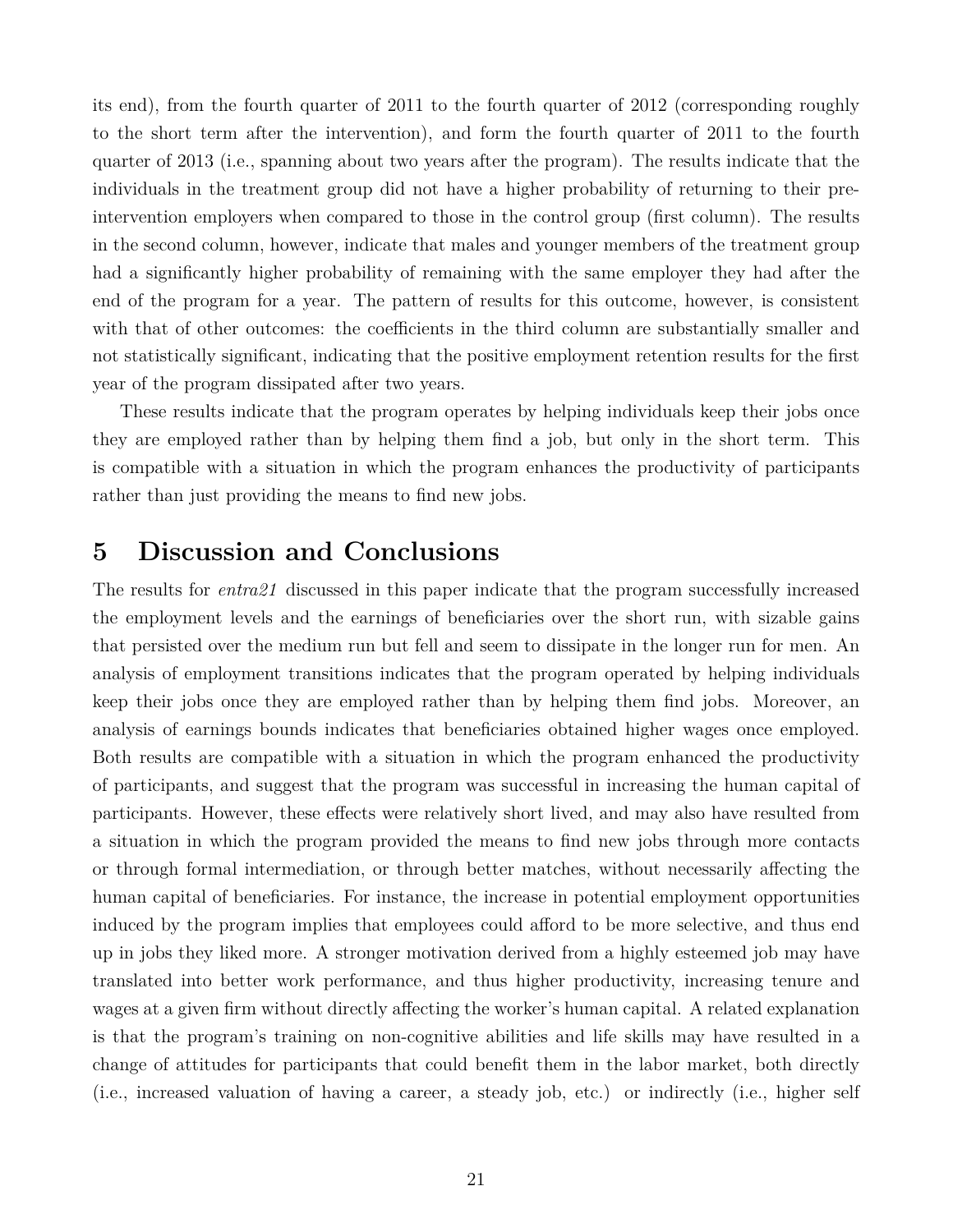its end), from the fourth quarter of 2011 to the fourth quarter of 2012 (corresponding roughly to the short term after the intervention), and form the fourth quarter of 2011 to the fourth quarter of 2013 (i.e., spanning about two years after the program). The results indicate that the individuals in the treatment group did not have a higher probability of returning to their pre-intervention employers when compared to those in the control group (first column). The results in the second column, however, indicate that males and younger members of the treatment group had a significantly higher probability of remaining with the same employer they had after the end of the program for a year. The pattern of results for this outcome, however, is consistent with that of other outcomes: the coefficients in the third column are substantially smaller and not statistically significant, indicating that the positive employment retention results for the first year of the program dissipated after two years.

These results indicate that the program operates by helping individuals keep their jobs once they are employed rather than by helping them find a job, but only in the short term. This is compatible with a situation in which the program enhances the productivity of participants rather than just providing the means to find new jobs.

## 5 Discussion and Conclusions

The results for *entra21* discussed in this paper indicate that the program successfully increased the employment levels and the earnings of beneficiaries over the short run, with sizable gains that persisted over the medium run but fell and seem to dissipate in the longer run for men. An analysis of employment transitions indicates that the program operated by helping individuals keep their jobs once they are employed rather than by helping them find jobs. Moreover, an analysis of earnings bounds indicates that beneficiaries obtained higher wages once employed. Both results are compatible with a situation in which the program enhanced the productivity of participants, and suggest that the program was successful in increasing the human capital of participants. However, these effects were relatively short lived, and may also have resulted from a situation in which the program provided the means to find new jobs through more contacts or through formal intermediation, or through better matches, without necessarily affecting the human capital of beneficiaries. For instance, the increase in potential employment opportunities induced by the program implies that employees could afford to be more selective, and thus end up in jobs they liked more. A stronger motivation derived from a highly esteemed job may have translated into better work performance, and thus higher productivity, increasing tenure and wages at a given firm without directly affecting the worker's human capital. A related explanation is that the program's training on non-cognitive abilities and life skills may have resulted in a change of attitudes for participants that could benefit them in the labor market, both directly (i.e., increased valuation of having a career, a steady job, etc.) or indirectly (i.e., higher self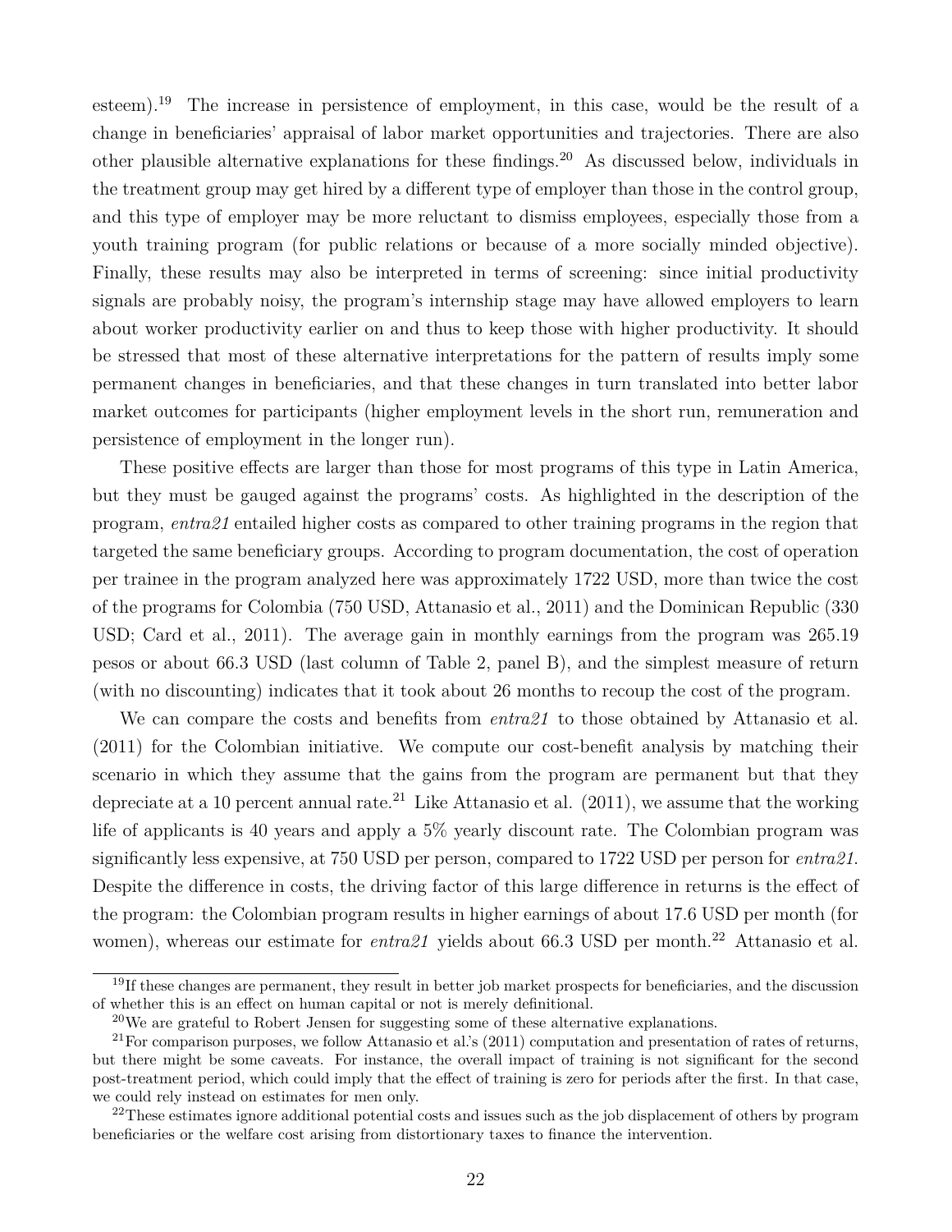esteem).[19] The increase in persistence of employment, in this case, would be the result of a change in beneficiaries' appraisal of labor market opportunities and trajectories. There are also other plausible alternative explanations for these findings.[20] As discussed below, individuals in the treatment group may get hired by a different type of employer than those in the control group, and this type of employer may be more reluctant to dismiss employees, especially those from a youth training program (for public relations or because of a more socially minded objective). Finally, these results may also be interpreted in terms of screening: since initial productivity signals are probably noisy, the program's internship stage may have allowed employers to learn about worker productivity earlier on and thus to keep those with higher productivity. It should be stressed that most of these alternative interpretations for the pattern of results imply some permanent changes in beneficiaries, and that these changes in turn translated into better labor market outcomes for participants (higher employment levels in the short run, remuneration and persistence of employment in the longer run).

These positive effects are larger than those for most programs of this type in Latin America, but they must be gauged against the programs' costs. As highlighted in the description of the program, *entra21* entailed higher costs as compared to other training programs in the region that targeted the same beneficiary groups. According to program documentation, the cost of operation per trainee in the program analyzed here was approximately 1722 USD, more than twice the cost of the programs for Colombia (750 USD, Attanasio et al., 2011) and the Dominican Republic (330 USD; Card et al., 2011). The average gain in monthly earnings from the program was 265.19 pesos or about 66.3 USD (last column of Table 2, panel B), and the simplest measure of return (with no discounting) indicates that it took about 26 months to recoup the cost of the program.

We can compare the costs and benefits from *entra21* to those obtained by Attanasio et al. (2011) for the Colombian initiative. We compute our cost-benefit analysis by matching their scenario in which they assume that the gains from the program are permanent but that they depreciate at a 10 percent annual rate.[21] Like Attanasio et al. (2011), we assume that the working life of applicants is 40 years and apply a 5% yearly discount rate. The Colombian program was significantly less expensive, at 750 USD per person, compared to 1722 USD per person for *entra21*. Despite the difference in costs, the driving factor of this large difference in returns is the effect of the program: the Colombian program results in higher earnings of about 17.6 USD per month (for women), whereas our estimate for *entra21* yields about 66.3 USD per month.[22] Attanasio et al.

[19] If these changes are permanent, they result in better job market prospects for beneficiaries, and the discussion of whether this is an effect on human capital or not is merely definitional.

[20] We are grateful to Robert Jensen for suggesting some of these alternative explanations.

[21] For comparison purposes, we follow Attanasio et al.'s (2011) computation and presentation of rates of returns, but there might be some caveats. For instance, the overall impact of training is not significant for the second post-treatment period, which could imply that the effect of training is zero for periods after the first. In that case, we could rely instead on estimates for men only.

[22] These estimates ignore additional potential costs and issues such as the job displacement of others by program beneficiaries or the welfare cost arising from distortionary taxes to finance the intervention.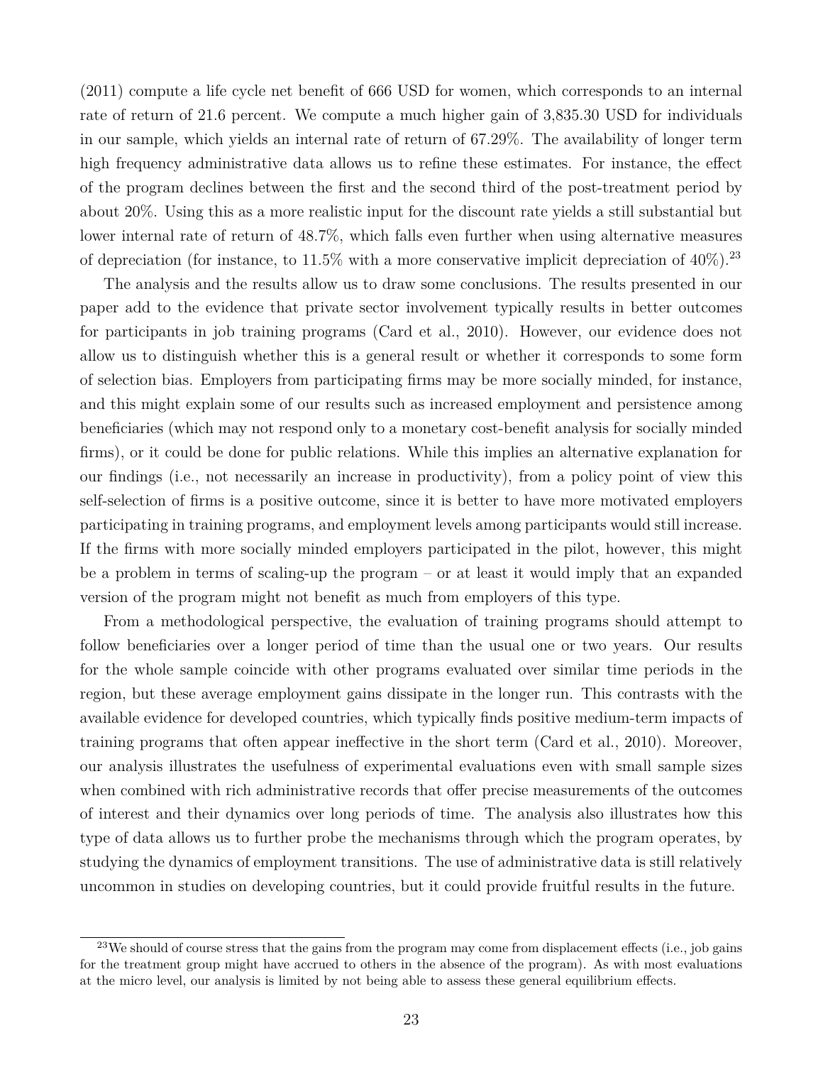(2011) compute a life cycle net benefit of 666 USD for women, which corresponds to an internal rate of return of 21.6 percent. We compute a much higher gain of 3,835.30 USD for individuals in our sample, which yields an internal rate of return of 67.29%. The availability of longer term high frequency administrative data allows us to refine these estimates. For instance, the effect of the program declines between the first and the second third of the post-treatment period by about 20%. Using this as a more realistic input for the discount rate yields a still substantial but lower internal rate of return of 48.7%, which falls even further when using alternative measures of depreciation (for instance, to 11.5% with a more conservative implicit depreciation of 40%).[23]

The analysis and the results allow us to draw some conclusions. The results presented in our paper add to the evidence that private sector involvement typically results in better outcomes for participants in job training programs (Card et al., 2010). However, our evidence does not allow us to distinguish whether this is a general result or whether it corresponds to some form of selection bias. Employers from participating firms may be more socially minded, for instance, and this might explain some of our results such as increased employment and persistence among beneficiaries (which may not respond only to a monetary cost-benefit analysis for socially minded firms), or it could be done for public relations. While this implies an alternative explanation for our findings (i.e., not necessarily an increase in productivity), from a policy point of view this self-selection of firms is a positive outcome, since it is better to have more motivated employers participating in training programs, and employment levels among participants would still increase. If the firms with more socially minded employers participated in the pilot, however, this might be a problem in terms of scaling-up the program – or at least it would imply that an expanded version of the program might not benefit as much from employers of this type.

From a methodological perspective, the evaluation of training programs should attempt to follow beneficiaries over a longer period of time than the usual one or two years. Our results for the whole sample coincide with other programs evaluated over similar time periods in the region, but these average employment gains dissipate in the longer run. This contrasts with the available evidence for developed countries, which typically finds positive medium-term impacts of training programs that often appear ineffective in the short term (Card et al., 2010). Moreover, our analysis illustrates the usefulness of experimental evaluations even with small sample sizes when combined with rich administrative records that offer precise measurements of the outcomes of interest and their dynamics over long periods of time. The analysis also illustrates how this type of data allows us to further probe the mechanisms through which the program operates, by studying the dynamics of employment transitions. The use of administrative data is still relatively uncommon in studies on developing countries, but it could provide fruitful results in the future.

[23]We should of course stress that the gains from the program may come from displacement effects (i.e., job gains for the treatment group might have accrued to others in the absence of the program). As with most evaluations at the micro level, our analysis is limited by not being able to assess these general equilibrium effects.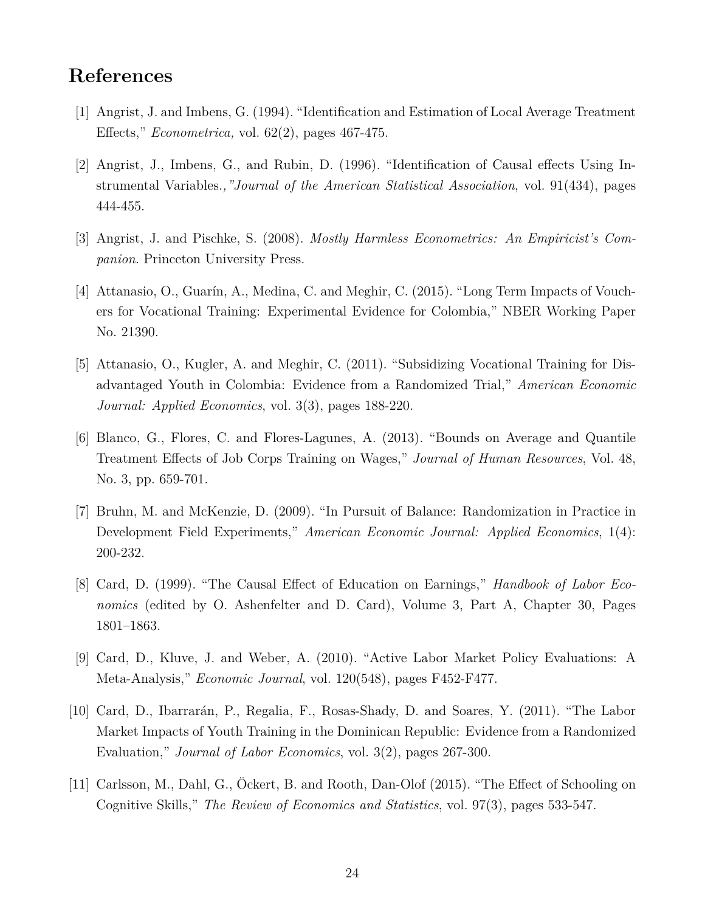# References

[1] Angrist, J. and Imbens, G. (1994). "Identification and Estimation of Local Average Treatment Effects," *Econometrica,* vol. 62(2), pages 467-475.

[2] Angrist, J., Imbens, G., and Rubin, D. (1996). "Identification of Causal effects Using Instrumental Variables.*,"Journal of the American Statistical Association*, vol. 91(434), pages 444-455.

[3] Angrist, J. and Pischke, S. (2008). *Mostly Harmless Econometrics: An Empiricist's Companion.* Princeton University Press.

[4] Attanasio, O., Guarín, A., Medina, C. and Meghir, C. (2015). "Long Term Impacts of Vouchers for Vocational Training: Experimental Evidence for Colombia," NBER Working Paper No. 21390.

[5] Attanasio, O., Kugler, A. and Meghir, C. (2011). "Subsidizing Vocational Training for Disadvantaged Youth in Colombia: Evidence from a Randomized Trial," *American Economic Journal: Applied Economics*, vol. 3(3), pages 188-220.

[6] Blanco, G., Flores, C. and Flores-Lagunes, A. (2013). "Bounds on Average and Quantile Treatment Effects of Job Corps Training on Wages," *Journal of Human Resources*, Vol. 48, No. 3, pp. 659-701.

[7] Bruhn, M. and McKenzie, D. (2009). "In Pursuit of Balance: Randomization in Practice in Development Field Experiments," *American Economic Journal: Applied Economics*, 1(4): 200-232.

[8] Card, D. (1999). "The Causal Effect of Education on Earnings," *Handbook of Labor Economics* (edited by O. Ashenfelter and D. Card), Volume 3, Part A, Chapter 30, Pages 1801–1863.

[9] Card, D., Kluve, J. and Weber, A. (2010). "Active Labor Market Policy Evaluations: A Meta-Analysis," *Economic Journal*, vol. 120(548), pages F452-F477.

[10] Card, D., Ibarrarán, P., Regalia, F., Rosas-Shady, D. and Soares, Y. (2011). "The Labor Market Impacts of Youth Training in the Dominican Republic: Evidence from a Randomized Evaluation," *Journal of Labor Economics*, vol. 3(2), pages 267-300.

[11] Carlsson, M., Dahl, G., Öckert, B. and Rooth, Dan-Olof (2015). "The Effect of Schooling on Cognitive Skills," *The Review of Economics and Statistics*, vol. 97(3), pages 533-547.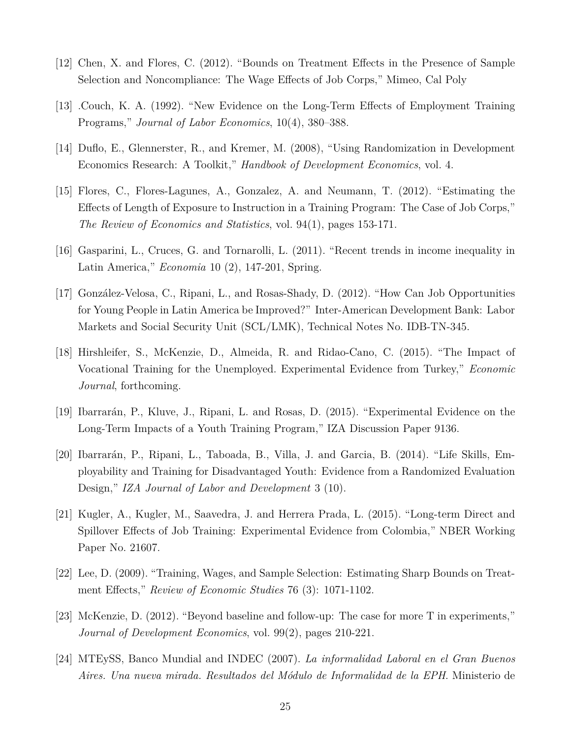[12] Chen, X. and Flores, C. (2012). "Bounds on Treatment Effects in the Presence of Sample Selection and Noncompliance: The Wage Effects of Job Corps," Mimeo, Cal Poly

[13] .Couch, K. A. (1992). "New Evidence on the Long-Term Effects of Employment Training Programs," *Journal of Labor Economics*, 10(4), 380–388.

[14] Duflo, E., Glennerster, R., and Kremer, M. (2008), "Using Randomization in Development Economics Research: A Toolkit," *Handbook of Development Economics*, vol. 4.

[15] Flores, C., Flores-Lagunes, A., Gonzalez, A. and Neumann, T. (2012). "Estimating the Effects of Length of Exposure to Instruction in a Training Program: The Case of Job Corps," *The Review of Economics and Statistics*, vol. 94(1), pages 153-171.

[16] Gasparini, L., Cruces, G. and Tornarolli, L. (2011). "Recent trends in income inequality in Latin America," *Economia* 10 (2), 147-201, Spring.

[17] González-Velosa, C., Ripani, L., and Rosas-Shady, D. (2012). "How Can Job Opportunities for Young People in Latin America be Improved?" Inter-American Development Bank: Labor Markets and Social Security Unit (SCL/LMK), Technical Notes No. IDB-TN-345.

[18] Hirshleifer, S., McKenzie, D., Almeida, R. and Ridao-Cano, C. (2015). "The Impact of Vocational Training for the Unemployed. Experimental Evidence from Turkey," *Economic Journal*, forthcoming.

[19] Ibarrarán, P., Kluve, J., Ripani, L. and Rosas, D. (2015). "Experimental Evidence on the Long-Term Impacts of a Youth Training Program," IZA Discussion Paper 9136.

[20] Ibarrarán, P., Ripani, L., Taboada, B., Villa, J. and Garcia, B. (2014). "Life Skills, Employability and Training for Disadvantaged Youth: Evidence from a Randomized Evaluation Design," *IZA Journal of Labor and Development* 3 (10).

[21] Kugler, A., Kugler, M., Saavedra, J. and Herrera Prada, L. (2015). "Long-term Direct and Spillover Effects of Job Training: Experimental Evidence from Colombia," NBER Working Paper No. 21607.

[22] Lee, D. (2009). "Training, Wages, and Sample Selection: Estimating Sharp Bounds on Treatment Effects," *Review of Economic Studies* 76 (3): 1071-1102.

[23] McKenzie, D. (2012). "Beyond baseline and follow-up: The case for more T in experiments," *Journal of Development Economics*, vol. 99(2), pages 210-221.

[24] MTEySS, Banco Mundial and INDEC (2007). *La informalidad Laboral en el Gran Buenos Aires. Una nueva mirada. Resultados del Módulo de Informalidad de la EPH.* Ministerio de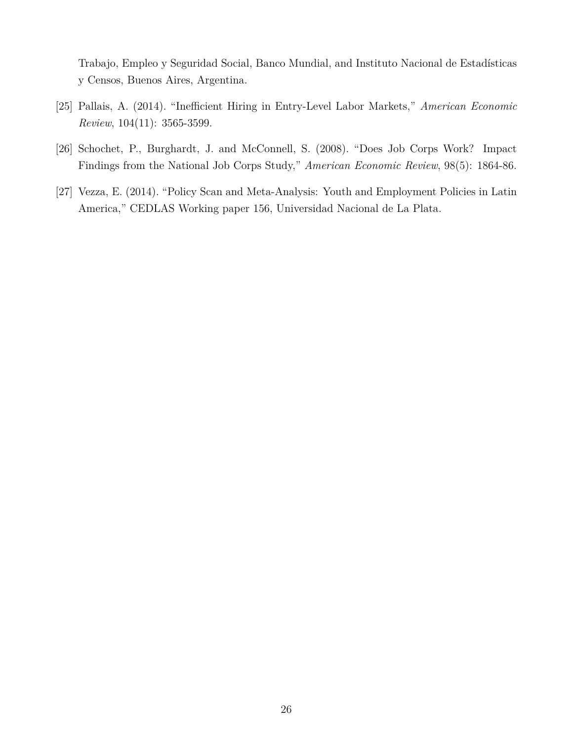Trabajo, Empleo y Seguridad Social, Banco Mundial, and Instituto Nacional de Estadísticas y Censos, Buenos Aires, Argentina.

[25] Pallais, A. (2014). "Inefficient Hiring in Entry-Level Labor Markets," *American Economic Review*, 104(11): 3565-3599.

[26] Schochet, P., Burghardt, J. and McConnell, S. (2008). "Does Job Corps Work? Impact Findings from the National Job Corps Study," *American Economic Review*, 98(5): 1864-86.

[27] Vezza, E. (2014). "Policy Scan and Meta-Analysis: Youth and Employment Policies in Latin America," CEDLAS Working paper 156, Universidad Nacional de La Plata.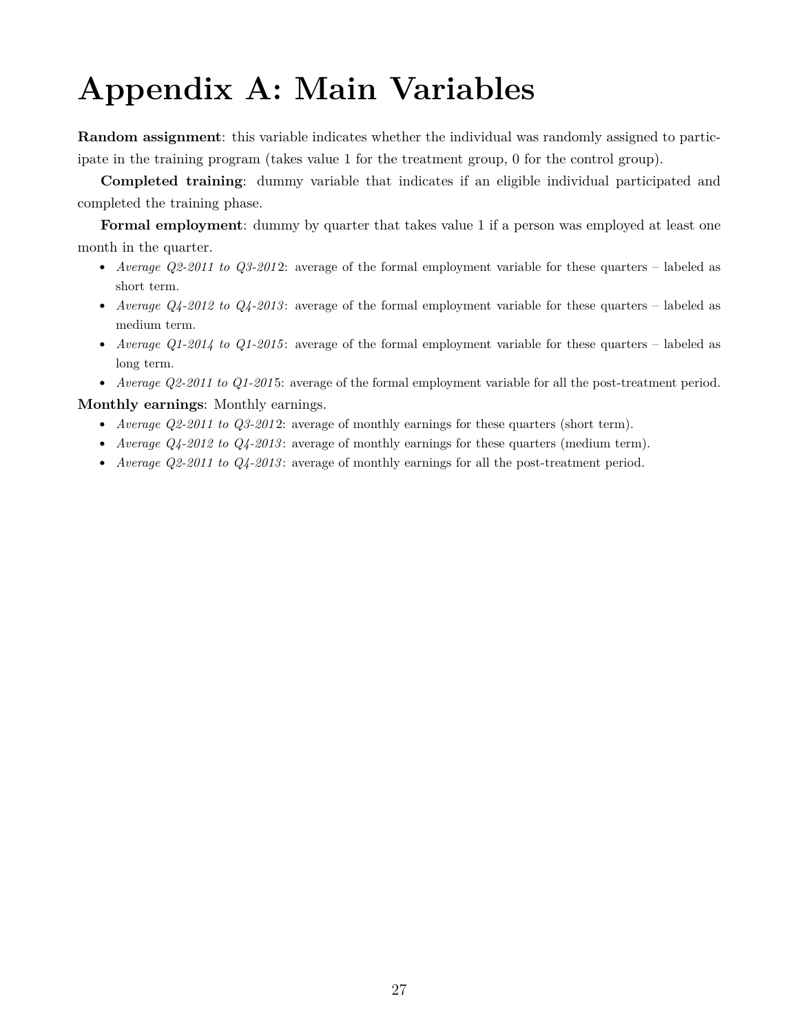# Appendix A: Main Variables

**Random assignment**: this variable indicates whether the individual was randomly assigned to participate in the training program (takes value 1 for the treatment group, 0 for the control group).

**Completed training**: dummy variable that indicates if an eligible individual participated and completed the training phase.

**Formal employment**: dummy by quarter that takes value 1 if a person was employed at least one month in the quarter.

- *Average Q2-2011 to Q3-2012*: average of the formal employment variable for these quarters – labeled as short term.
- *Average Q4-2012 to Q4-2013*: average of the formal employment variable for these quarters – labeled as medium term.
- *Average Q1-2014 to Q1-2015*: average of the formal employment variable for these quarters – labeled as long term.
- *Average Q2-2011 to Q1-2015*: average of the formal employment variable for all the post-treatment period.

**Monthly earnings**: Monthly earnings.

- *Average Q2-2011 to Q3-2012*: average of monthly earnings for these quarters (short term).
- *Average Q4-2012 to Q4-2013*: average of monthly earnings for these quarters (medium term).
- *Average Q2-2011 to Q4-2013*: average of monthly earnings for all the post-treatment period.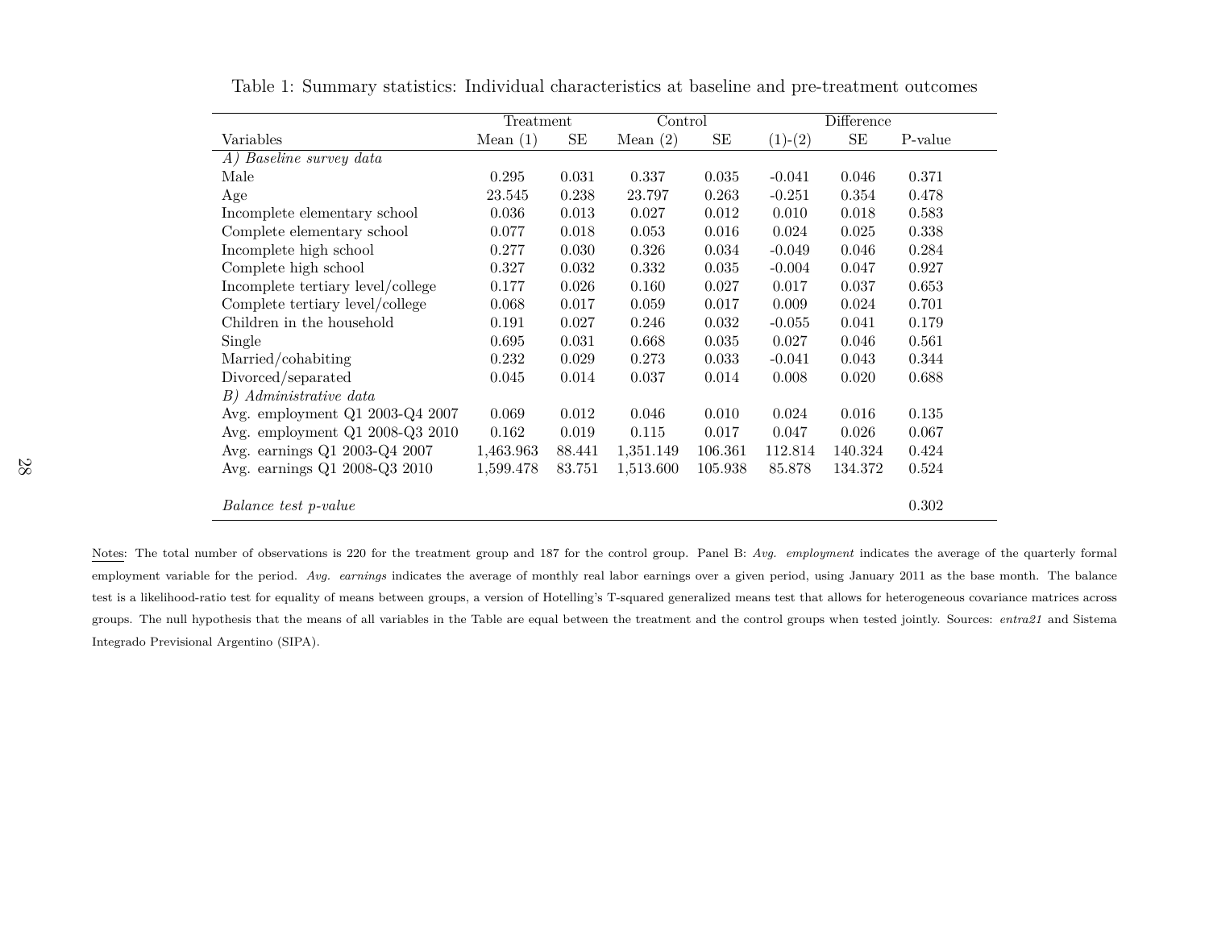Table 1: Summary statistics: Individual characteristics at baseline and pre-treatment outcomes

| | Treatment | | Control | | Difference | | |
|---|---|---|---|---|---|---|---|
| Variables | Mean (1) | SE | Mean (2) | SE | (1)-(2) | SE | P-value |
| *A) Baseline survey data* | | | | | | | |
| Male | 0.295 | 0.031 | 0.337 | 0.035 | -0.041 | 0.046 | 0.371 |
| Age | 23.545 | 0.238 | 23.797 | 0.263 | -0.251 | 0.354 | 0.478 |
| Incomplete elementary school | 0.036 | 0.013 | 0.027 | 0.012 | 0.010 | 0.018 | 0.583 |
| Complete elementary school | 0.077 | 0.018 | 0.053 | 0.016 | 0.024 | 0.025 | 0.338 |
| Incomplete high school | 0.277 | 0.030 | 0.326 | 0.034 | -0.049 | 0.046 | 0.284 |
| Complete high school | 0.327 | 0.032 | 0.332 | 0.035 | -0.004 | 0.047 | 0.927 |
| Incomplete tertiary level/college | 0.177 | 0.026 | 0.160 | 0.027 | 0.017 | 0.037 | 0.653 |
| Complete tertiary level/college | 0.068 | 0.017 | 0.059 | 0.017 | 0.009 | 0.024 | 0.701 |
| Children in the household | 0.191 | 0.027 | 0.246 | 0.032 | -0.055 | 0.041 | 0.179 |
| Single | 0.695 | 0.031 | 0.668 | 0.035 | 0.027 | 0.046 | 0.561 |
| Married/cohabiting | 0.232 | 0.029 | 0.273 | 0.033 | -0.041 | 0.043 | 0.344 |
| Divorced/separated | 0.045 | 0.014 | 0.037 | 0.014 | 0.008 | 0.020 | 0.688 |
| *B) Administrative data* | | | | | | | |
| Avg. employment Q1 2003-Q4 2007 | 0.069 | 0.012 | 0.046 | 0.010 | 0.024 | 0.016 | 0.135 |
| Avg. employment Q1 2008-Q3 2010 | 0.162 | 0.019 | 0.115 | 0.017 | 0.047 | 0.026 | 0.067 |
| Avg. earnings Q1 2003-Q4 2007 | 1,463.963 | 88.441 | 1,351.149 | 106.361 | 112.814 | 140.324 | 0.424 |
| Avg. earnings Q1 2008-Q3 2010 | 1,599.478 | 83.751 | 1,513.600 | 105.938 | 85.878 | 134.372 | 0.524 |
| | | | | | | | |
| *Balance test p-value* | | | | | | | 0.302 |

Notes: The total number of observations is 220 for the treatment group and 187 for the control group. Panel B: *Avg. employment* indicates the average of the quarterly formal employment variable for the period. *Avg. earnings* indicates the average of monthly real labor earnings over a given period, using January 2011 as the base month. The balance test is a likelihood-ratio test for equality of means between groups, a version of Hotelling's T-squared generalized means test that allows for heterogeneous covariance matrices across groups. The null hypothesis that the means of all variables in the Table are equal between the treatment and the control groups when tested jointly. Sources: *entra21* and Sistema Integrado Previsional Argentino (SIPA).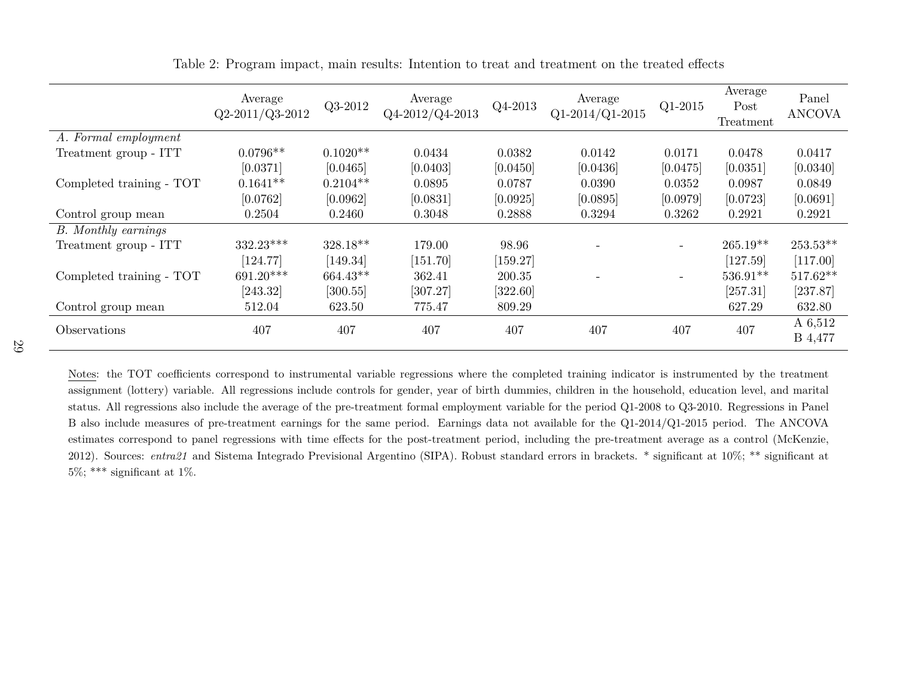Table 2: Program impact, main results: Intention to treat and treatment on the treated effects

| | Average Q2-2011/Q3-2012 | Q3-2012 | Average Q4-2012/Q4-2013 | Q4-2013 | Average Q1-2014/Q1-2015 | Q1-2015 | Average Post Treatment | Panel ANCOVA |
|---|---|---|---|---|---|---|---|---|
| *A. Formal employment* | | | | | | | | |
| Treatment group - ITT | 0.0796** | 0.1020** | 0.0434 | 0.0382 | 0.0142 | 0.0171 | 0.0478 | 0.0417 |
| | [0.0371] | [0.0465] | [0.0403] | [0.0450] | [0.0436] | [0.0475] | [0.0351] | [0.0340] |
| Completed training - TOT | 0.1641** | 0.2104** | 0.0895 | 0.0787 | 0.0390 | 0.0352 | 0.0987 | 0.0849 |
| | [0.0762] | [0.0962] | [0.0831] | [0.0925] | [0.0895] | [0.0979] | [0.0723] | [0.0691] |
| Control group mean | 0.2504 | 0.2460 | 0.3048 | 0.2888 | 0.3294 | 0.3262 | 0.2921 | 0.2921 |
| *B. Monthly earnings* | | | | | | | | |
| Treatment group - ITT | 332.23*** | 328.18** | 179.00 | 98.96 | - | - | 265.19** | 253.53** |
| | [124.77] | [149.34] | [151.70] | [159.27] | | | [127.59] | [117.00] |
| Completed training - TOT | 691.20*** | 664.43** | 362.41 | 200.35 | - | - | 536.91** | 517.62** |
| | [243.32] | [300.55] | [307.27] | [322.60] | | | [257.31] | [237.87] |
| Control group mean | 512.04 | 623.50 | 775.47 | 809.29 | | | 627.29 | 632.80 |
| Observations | 407 | 407 | 407 | 407 | 407 | 407 | 407 | A 6,512 B 4,477 |

Notes: the TOT coefficients correspond to instrumental variable regressions where the completed training indicator is instrumented by the treatment assignment (lottery) variable. All regressions include controls for gender, year of birth dummies, children in the household, education level, and marital status. All regressions also include the average of the pre-treatment formal employment variable for the period Q1-2008 to Q3-2010. Regressions in Panel B also include measures of pre-treatment earnings for the same period. Earnings data not available for the Q1-2014/Q1-2015 period. The ANCOVA estimates correspond to panel regressions with time effects for the post-treatment period, including the pre-treatment average as a control (McKenzie, 2012). Sources: *entra21* and Sistema Integrado Previsional Argentino (SIPA). Robust standard errors in brackets. * significant at 10%; ** significant at 5%; *** significant at 1%.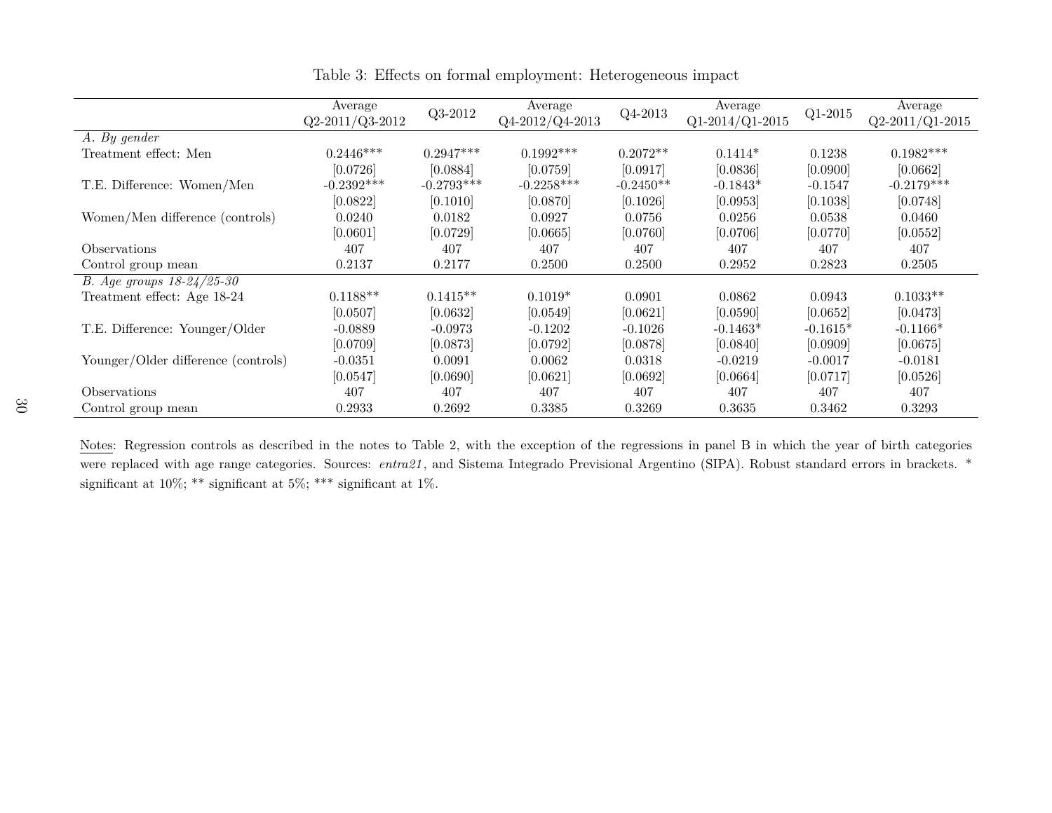Table 3: Effects on formal employment: Heterogeneous impact

| | Average Q2-2011/Q3-2012 | Q3-2012 | Average Q4-2012/Q4-2013 | Q4-2013 | Average Q1-2014/Q1-2015 | Q1-2015 | Average Q2-2011/Q1-2015 |
|---|---|---|---|---|---|---|---|
| *A. By gender* | | | | | | | |
| Treatment effect: Men | 0.2446*** | 0.2947*** | 0.1992*** | 0.2072** | 0.1414* | 0.1238 | 0.1982*** |
| | [0.0726] | [0.0884] | [0.0759] | [0.0917] | [0.0836] | [0.0900] | [0.0662] |
| T.E. Difference: Women/Men | -0.2392*** | -0.2793*** | -0.2258*** | -0.2450** | -0.1843* | -0.1547 | -0.2179*** |
| | [0.0822] | [0.1010] | [0.0870] | [0.1026] | [0.0953] | [0.1038] | [0.0748] |
| Women/Men difference (controls) | 0.0240 | 0.0182 | 0.0927 | 0.0756 | 0.0256 | 0.0538 | 0.0460 |
| | [0.0601] | [0.0729] | [0.0665] | [0.0760] | [0.0706] | [0.0770] | [0.0552] |
| Observations | 407 | 407 | 407 | 407 | 407 | 407 | 407 |
| Control group mean | 0.2137 | 0.2177 | 0.2500 | 0.2500 | 0.2952 | 0.2823 | 0.2505 |
| *B. Age groups 18-24/25-30* | | | | | | | |
| Treatment effect: Age 18-24 | 0.1188** | 0.1415** | 0.1019* | 0.0901 | 0.0862 | 0.0943 | 0.1033** |
| | [0.0507] | [0.0632] | [0.0549] | [0.0621] | [0.0590] | [0.0652] | [0.0473] |
| T.E. Difference: Younger/Older | -0.0889 | -0.0973 | -0.1202 | -0.1026 | -0.1463* | -0.1615* | -0.1166* |
| | [0.0709] | [0.0873] | [0.0792] | [0.0878] | [0.0840] | [0.0909] | [0.0675] |
| Younger/Older difference (controls) | -0.0351 | 0.0091 | 0.0062 | 0.0318 | -0.0219 | -0.0017 | -0.0181 |
| | [0.0547] | [0.0690] | [0.0621] | [0.0692] | [0.0664] | [0.0717] | [0.0526] |
| Observations | 407 | 407 | 407 | 407 | 407 | 407 | 407 |
| Control group mean | 0.2933 | 0.2692 | 0.3385 | 0.3269 | 0.3635 | 0.3462 | 0.3293 |

Notes: Regression controls as described in the notes to Table 2, with the exception of the regressions in panel B in which the year of birth categories were replaced with age range categories. Sources: *entra21*, and Sistema Integrado Previsional Argentino (SIPA). Robust standard errors in brackets. * significant at 10%; ** significant at 5%; *** significant at 1%.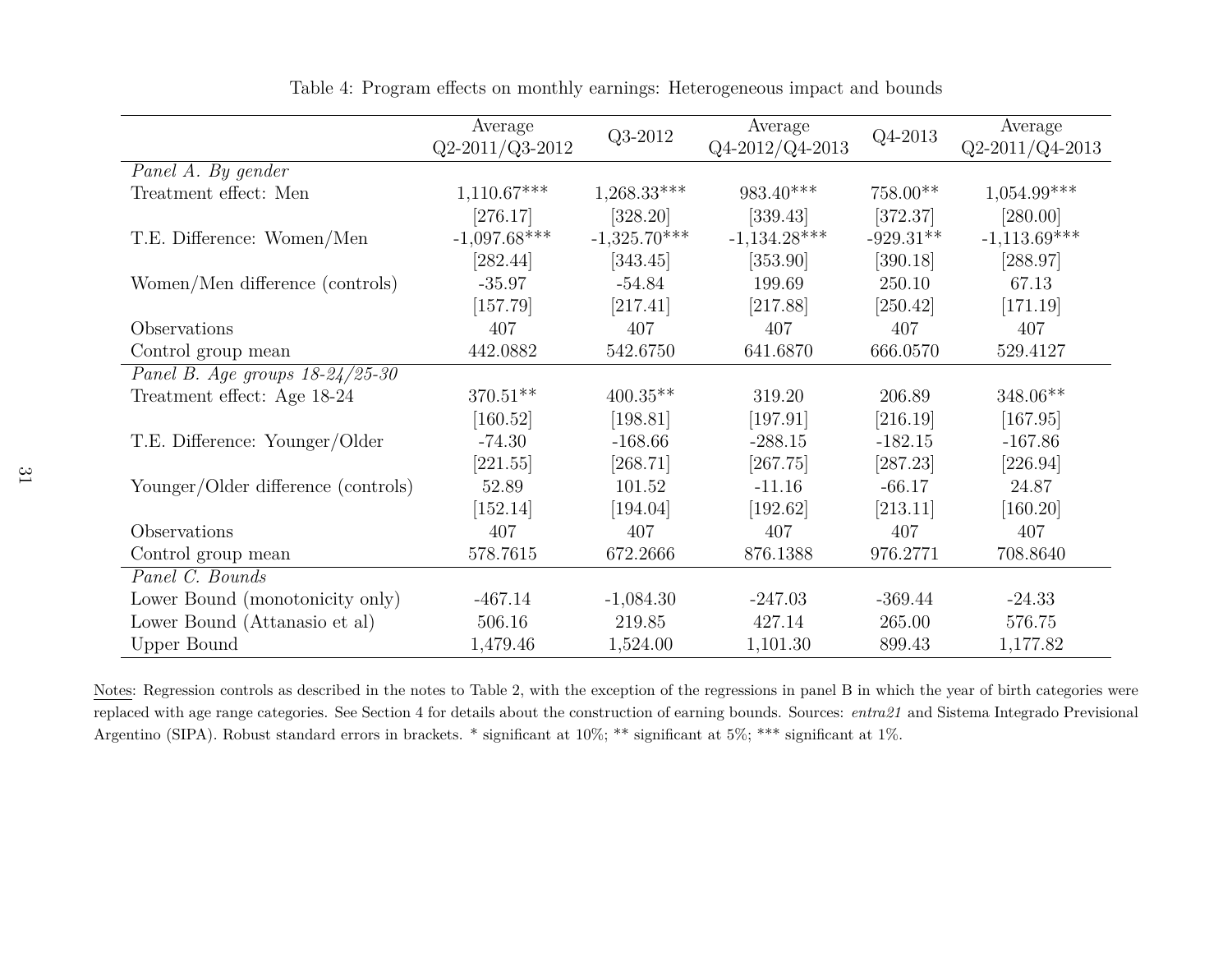Table 4: Program effects on monthly earnings: Heterogeneous impact and bounds

| | Average Q2-2011/Q3-2012 | Q3-2012 | Average Q4-2012/Q4-2013 | Q4-2013 | Average Q2-2011/Q4-2013 |
|---|---|---|---|---|---|
| *Panel A. By gender* | | | | | |
| Treatment effect: Men | 1,110.67*** | 1,268.33*** | 983.40*** | 758.00** | 1,054.99*** |
| | [276.17] | [328.20] | [339.43] | [372.37] | [280.00] |
| T.E. Difference: Women/Men | -1,097.68*** | -1,325.70*** | -1,134.28*** | -929.31** | -1,113.69*** |
| | [282.44] | [343.45] | [353.90] | [390.18] | [288.97] |
| Women/Men difference (controls) | -35.97 | -54.84 | 199.69 | 250.10 | 67.13 |
| | [157.79] | [217.41] | [217.88] | [250.42] | [171.19] |
| Observations | 407 | 407 | 407 | 407 | 407 |
| Control group mean | 442.0882 | 542.6750 | 641.6870 | 666.0570 | 529.4127 |
| *Panel B. Age groups 18-24/25-30* | | | | | |
| Treatment effect: Age 18-24 | 370.51** | 400.35** | 319.20 | 206.89 | 348.06** |
| | [160.52] | [198.81] | [197.91] | [216.19] | [167.95] |
| T.E. Difference: Younger/Older | -74.30 | -168.66 | -288.15 | -182.15 | -167.86 |
| | [221.55] | [268.71] | [267.75] | [287.23] | [226.94] |
| Younger/Older difference (controls) | 52.89 | 101.52 | -11.16 | -66.17 | 24.87 |
| | [152.14] | [194.04] | [192.62] | [213.11] | [160.20] |
| Observations | 407 | 407 | 407 | 407 | 407 |
| Control group mean | 578.7615 | 672.2666 | 876.1388 | 976.2771 | 708.8640 |
| *Panel C. Bounds* | | | | | |
| Lower Bound (monotonicity only) | -467.14 | -1,084.30 | -247.03 | -369.44 | -24.33 |
| Lower Bound (Attanasio et al) | 506.16 | 219.85 | 427.14 | 265.00 | 576.75 |
| Upper Bound | 1,479.46 | 1,524.00 | 1,101.30 | 899.43 | 1,177.82 |

Notes: Regression controls as described in the notes to Table 2, with the exception of the regressions in panel B in which the year of birth categories were replaced with age range categories. See Section 4 for details about the construction of earning bounds. Sources: *entra21* and Sistema Integrado Previsional Argentino (SIPA). Robust standard errors in brackets. * significant at 10%; ** significant at 5%; *** significant at 1%.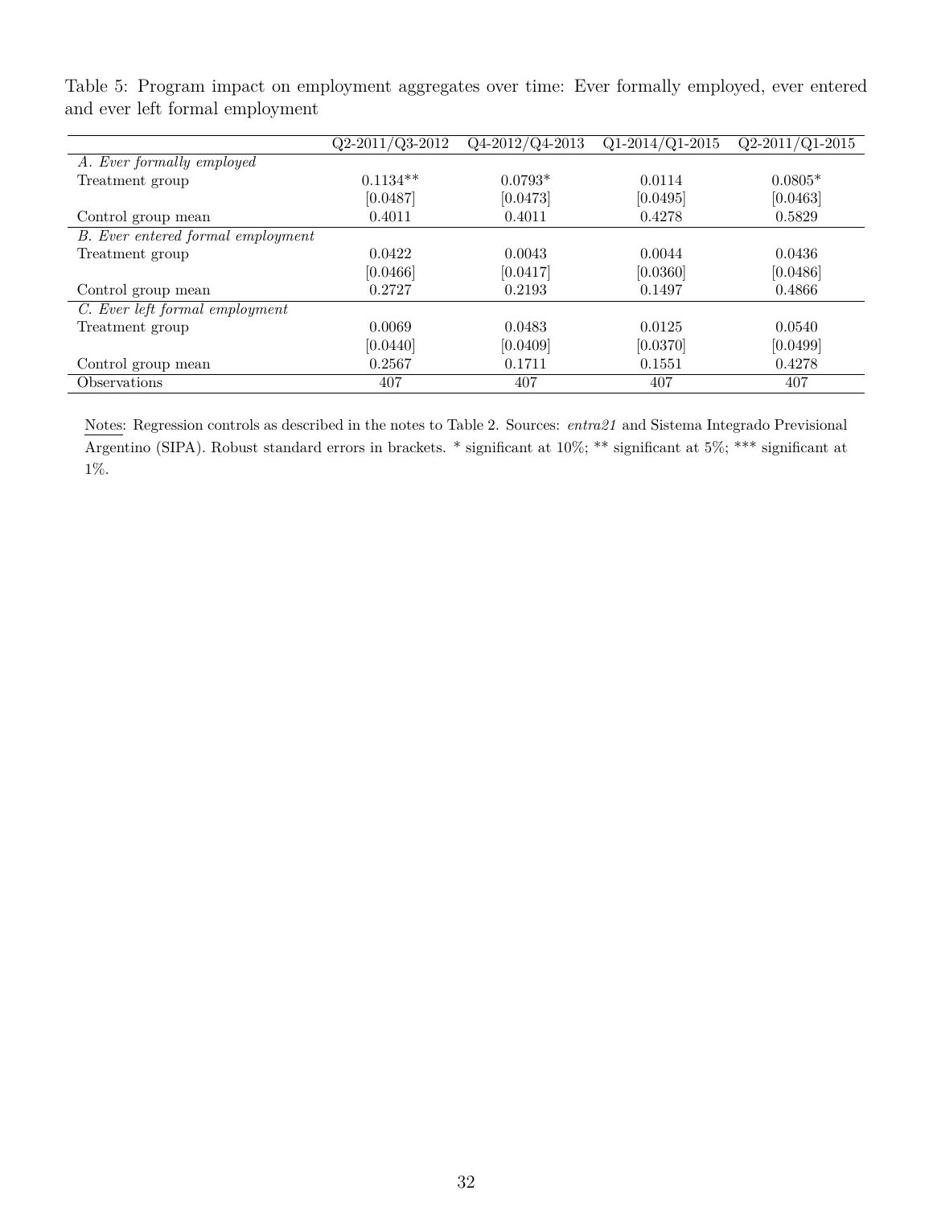Table 5: Program impact on employment aggregates over time: Ever formally employed, ever entered and ever left formal employment

| | Q2-2011/Q3-2012 | Q4-2012/Q4-2013 | Q1-2014/Q1-2015 | Q2-2011/Q1-2015 |
|---|---|---|---|---|
| *A. Ever formally employed* | | | | |
| Treatment group | 0.1134** | 0.0793* | 0.0114 | 0.0805* |
| | [0.0487] | [0.0473] | [0.0495] | [0.0463] |
| Control group mean | 0.4011 | 0.4011 | 0.4278 | 0.5829 |
| *B. Ever entered formal employment* | | | | |
| Treatment group | 0.0422 | 0.0043 | 0.0044 | 0.0436 |
| | [0.0466] | [0.0417] | [0.0360] | [0.0486] |
| Control group mean | 0.2727 | 0.2193 | 0.1497 | 0.4866 |
| *C. Ever left formal employment* | | | | |
| Treatment group | 0.0069 | 0.0483 | 0.0125 | 0.0540 |
| | [0.0440] | [0.0409] | [0.0370] | [0.0499] |
| Control group mean | 0.2567 | 0.1711 | 0.1551 | 0.4278 |
| Observations | 407 | 407 | 407 | 407 |

Notes: Regression controls as described in the notes to Table 2. Sources: *entra21* and Sistema Integrado Previsional Argentino (SIPA). Robust standard errors in brackets. * significant at 10%; ** significant at 5%; *** significant at 1%.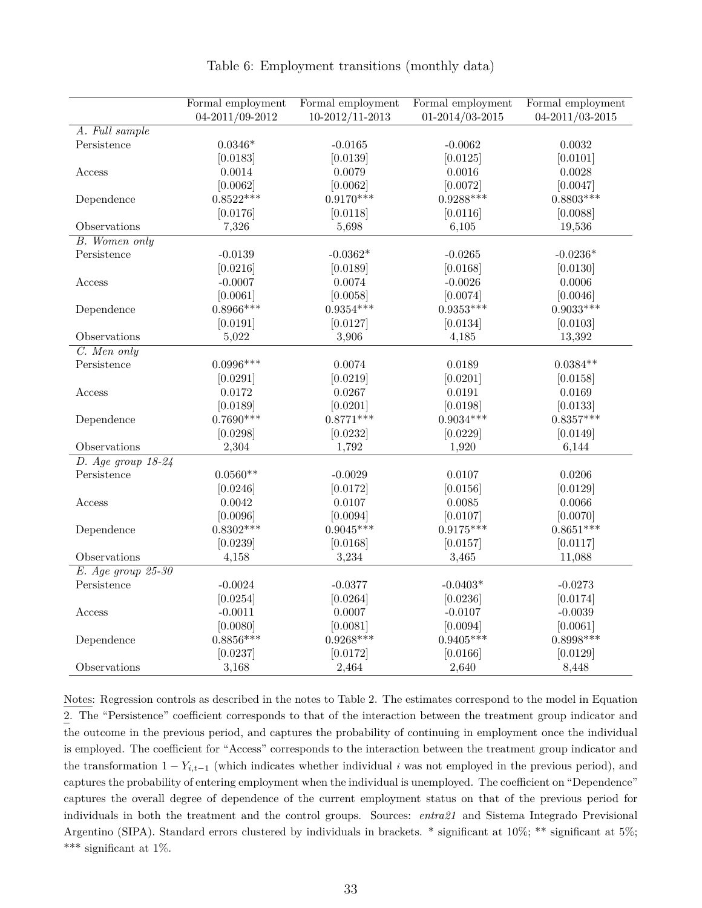Table 6: Employment transitions (monthly data)

| | Formal employment 04-2011/09-2012 | Formal employment 10-2012/11-2013 | Formal employment 01-2014/03-2015 | Formal employment 04-2011/03-2015 |
|---|---|---|---|---|
| *A. Full sample* | | | | |
| Persistence | 0.0346* | -0.0165 | -0.0062 | 0.0032 |
| | [0.0183] | [0.0139] | [0.0125] | [0.0101] |
| Access | 0.0014 | 0.0079 | 0.0016 | 0.0028 |
| | [0.0062] | [0.0062] | [0.0072] | [0.0047] |
| Dependence | 0.8522*** | 0.9170*** | 0.9288*** | 0.8803*** |
| | [0.0176] | [0.0118] | [0.0116] | [0.0088] |
| Observations | 7,326 | 5,698 | 6,105 | 19,536 |
| *B. Women only* | | | | |
| Persistence | -0.0139 | -0.0362* | -0.0265 | -0.0236* |
| | [0.0216] | [0.0189] | [0.0168] | [0.0130] |
| Access | -0.0007 | 0.0074 | -0.0026 | 0.0006 |
| | [0.0061] | [0.0058] | [0.0074] | [0.0046] |
| Dependence | 0.8966*** | 0.9354*** | 0.9353*** | 0.9033*** |
| | [0.0191] | [0.0127] | [0.0134] | [0.0103] |
| Observations | 5,022 | 3,906 | 4,185 | 13,392 |
| *C. Men only* | | | | |
| Persistence | 0.0996*** | 0.0074 | 0.0189 | 0.0384** |
| | [0.0291] | [0.0219] | [0.0201] | [0.0158] |
| Access | 0.0172 | 0.0267 | 0.0191 | 0.0169 |
| | [0.0189] | [0.0201] | [0.0198] | [0.0133] |
| Dependence | 0.7690*** | 0.8771*** | 0.9034*** | 0.8357*** |
| | [0.0298] | [0.0232] | [0.0229] | [0.0149] |
| Observations | 2,304 | 1,792 | 1,920 | 6,144 |
| *D. Age group 18-24* | | | | |
| Persistence | 0.0560** | -0.0029 | 0.0107 | 0.0206 |
| | [0.0246] | [0.0172] | [0.0156] | [0.0129] |
| Access | 0.0042 | 0.0107 | 0.0085 | 0.0066 |
| | [0.0096] | [0.0094] | [0.0107] | [0.0070] |
| Dependence | 0.8302*** | 0.9045*** | 0.9175*** | 0.8651*** |
| | [0.0239] | [0.0168] | [0.0157] | [0.0117] |
| Observations | 4,158 | 3,234 | 3,465 | 11,088 |
| *E. Age group 25-30* | | | | |
| Persistence | -0.0024 | -0.0377 | -0.0403* | -0.0273 |
| | [0.0254] | [0.0264] | [0.0236] | [0.0174] |
| Access | -0.0011 | 0.0007 | -0.0107 | -0.0039 |
| | [0.0080] | [0.0081] | [0.0094] | [0.0061] |
| Dependence | 0.8856*** | 0.9268*** | 0.9405*** | 0.8998*** |
| | [0.0237] | [0.0172] | [0.0166] | [0.0129] |
| Observations | 3,168 | 2,464 | 2,640 | 8,448 |

Notes: Regression controls as described in the notes to Table 2. The estimates correspond to the model in Equation 2. The "Persistence" coefficient corresponds to that of the interaction between the treatment group indicator and the outcome in the previous period, and captures the probability of continuing in employment once the individual is employed. The coefficient for "Access" corresponds to the interaction between the treatment group indicator and the transformation $1 - Y_{i,t-1}$ (which indicates whether individual $i$ was not employed in the previous period), and captures the probability of entering employment when the individual is unemployed. The coefficient on "Dependence" captures the overall degree of dependence of the current employment status on that of the previous period for individuals in both the treatment and the control groups. Sources: *entra21* and Sistema Integrado Previsional Argentino (SIPA). Standard errors clustered by individuals in brackets. * significant at 10%; ** significant at 5%; *** significant at 1%.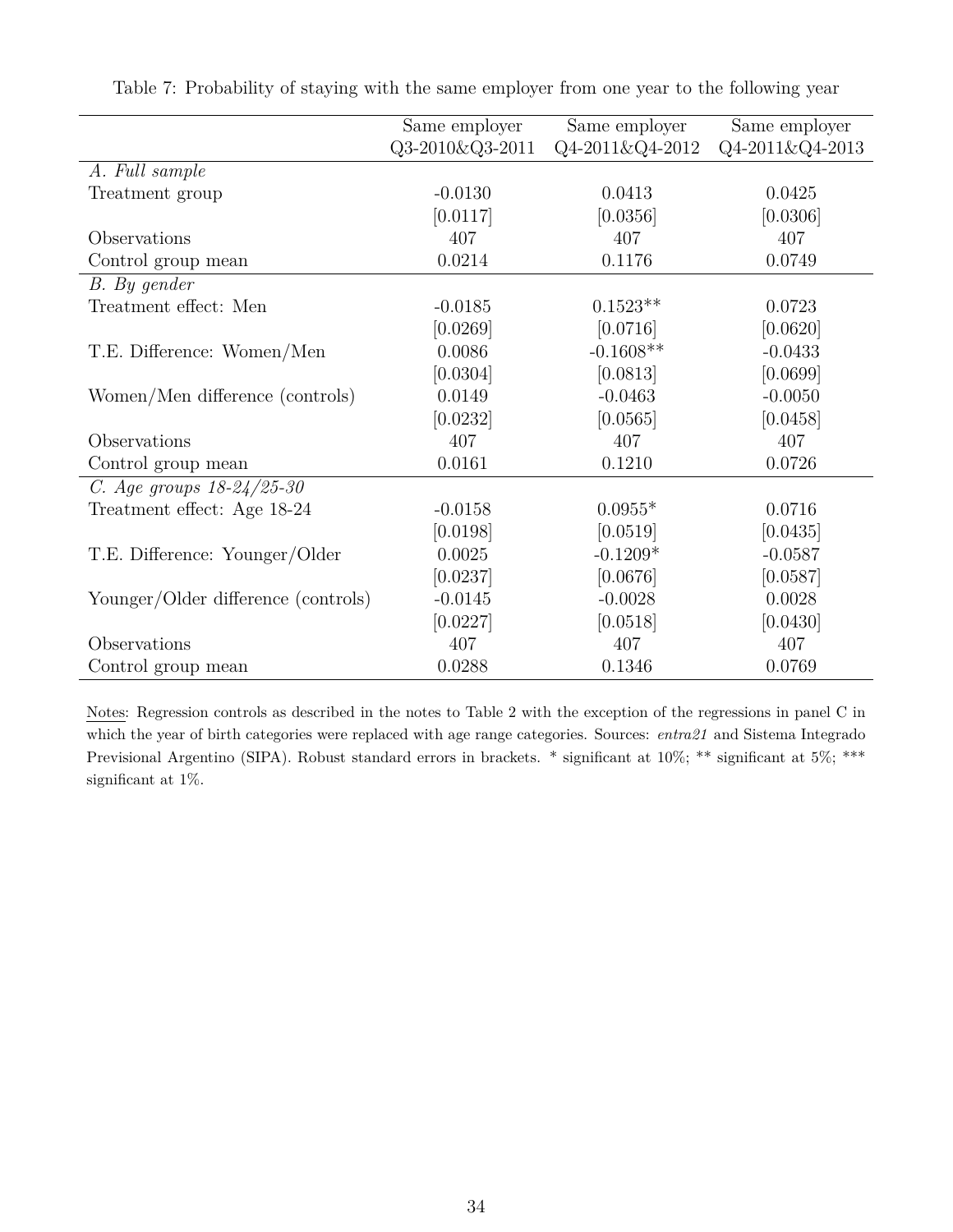Table 7: Probability of staying with the same employer from one year to the following year

| | Same employer Q3-2010&Q3-2011 | Same employer Q4-2011&Q4-2012 | Same employer Q4-2011&Q4-2013 |
|---|---|---|---|
| *A. Full sample* | | | |
| Treatment group | -0.0130 | 0.0413 | 0.0425 |
| | [0.0117] | [0.0356] | [0.0306] |
| Observations | 407 | 407 | 407 |
| Control group mean | 0.0214 | 0.1176 | 0.0749 |
| *B. By gender* | | | |
| Treatment effect: Men | -0.0185 | 0.1523** | 0.0723 |
| | [0.0269] | [0.0716] | [0.0620] |
| T.E. Difference: Women/Men | 0.0086 | -0.1608** | -0.0433 |
| | [0.0304] | [0.0813] | [0.0699] |
| Women/Men difference (controls) | 0.0149 | -0.0463 | -0.0050 |
| | [0.0232] | [0.0565] | [0.0458] |
| Observations | 407 | 407 | 407 |
| Control group mean | 0.0161 | 0.1210 | 0.0726 |
| *C. Age groups 18-24/25-30* | | | |
| Treatment effect: Age 18-24 | -0.0158 | 0.0955* | 0.0716 |
| | [0.0198] | [0.0519] | [0.0435] |
| T.E. Difference: Younger/Older | 0.0025 | -0.1209* | -0.0587 |
| | [0.0237] | [0.0676] | [0.0587] |
| Younger/Older difference (controls) | -0.0145 | -0.0028 | 0.0028 |
| | [0.0227] | [0.0518] | [0.0430] |
| Observations | 407 | 407 | 407 |
| Control group mean | 0.0288 | 0.1346 | 0.0769 |

Notes: Regression controls as described in the notes to Table 2 with the exception of the regressions in panel C in which the year of birth categories were replaced with age range categories. Sources: *entra21* and Sistema Integrado Previsional Argentino (SIPA). Robust standard errors in brackets. * significant at 10%; ** significant at 5%; *** significant at 1%.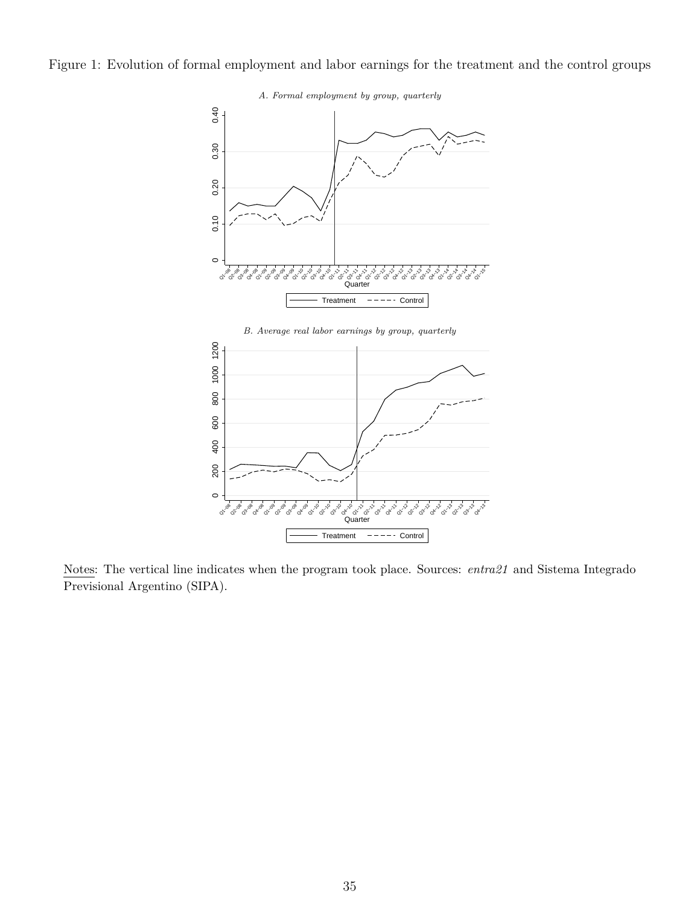Figure 1: Evolution of formal employment and labor earnings for the treatment and the control groups

*A. Formal employment by group, quarterly*

*B. Average real labor earnings by group, quarterly*

Notes: The vertical line indicates when the program took place. Sources: *entra21* and Sistema Integrado Previsional Argentino (SIPA).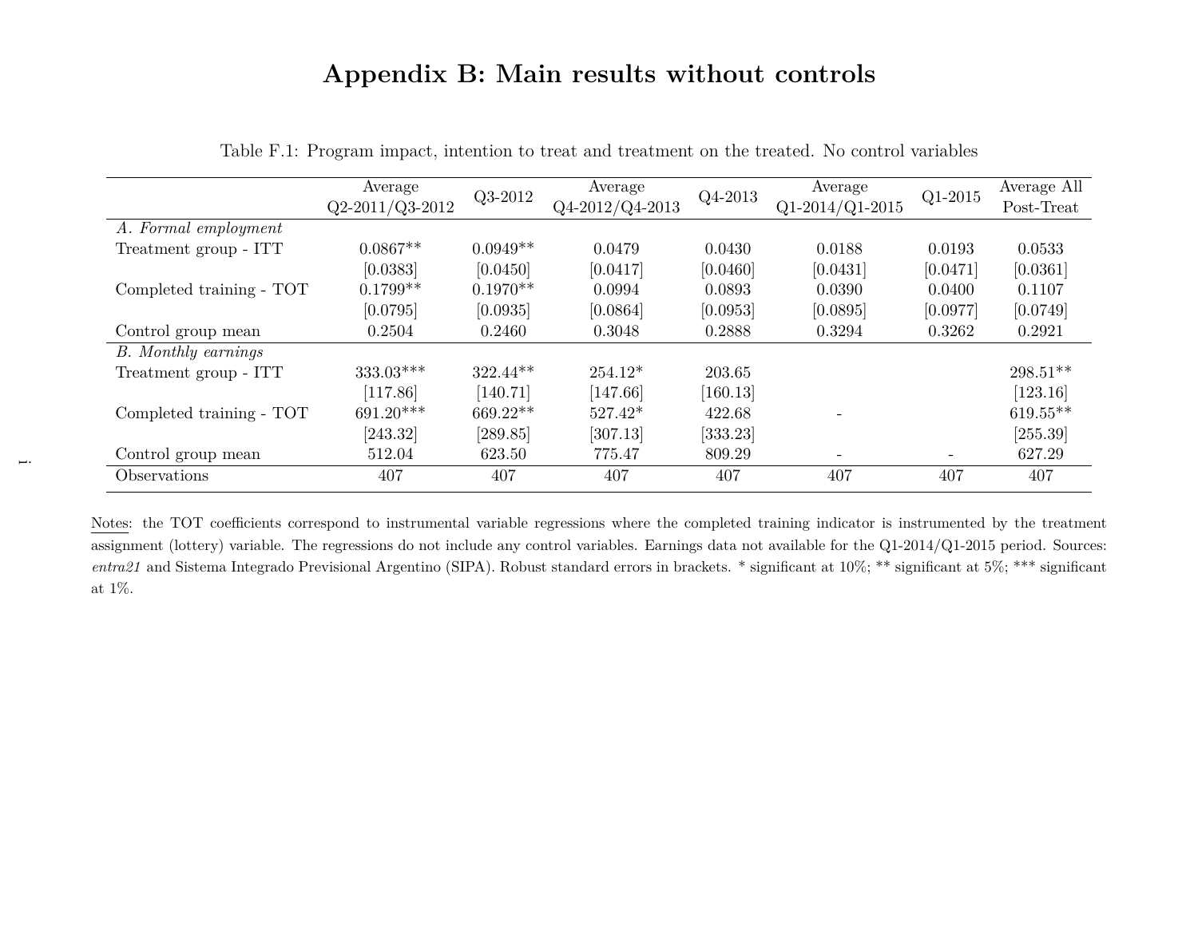# Appendix B: Main results without controls

Table F.1: Program impact, intention to treat and treatment on the treated. No control variables

| | Average Q2-2011/Q3-2012 | Q3-2012 | Average Q4-2012/Q4-2013 | Q4-2013 | Average Q1-2014/Q1-2015 | Q1-2015 | Average All Post-Treat |
|---|---|---|---|---|---|---|---|
| *A. Formal employment* | | | | | | | |
| Treatment group - ITT | 0.0867** | 0.0949** | 0.0479 | 0.0430 | 0.0188 | 0.0193 | 0.0533 |
| | [0.0383] | [0.0450] | [0.0417] | [0.0460] | [0.0431] | [0.0471] | [0.0361] |
| Completed training - TOT | 0.1799** | 0.1970** | 0.0994 | 0.0893 | 0.0390 | 0.0400 | 0.1107 |
| | [0.0795] | [0.0935] | [0.0864] | [0.0953] | [0.0895] | [0.0977] | [0.0749] |
| Control group mean | 0.2504 | 0.2460 | 0.3048 | 0.2888 | 0.3294 | 0.3262 | 0.2921 |
| *B. Monthly earnings* | | | | | | | |
| Treatment group - ITT | 333.03*** | 322.44** | 254.12* | 203.65 | | | 298.51** |
| | [117.86] | [140.71] | [147.66] | [160.13] | | | [123.16] |
| Completed training - TOT | 691.20*** | 669.22** | 527.42* | 422.68 | - | | 619.55** |
| | [243.32] | [289.85] | [307.13] | [333.23] | | | [255.39] |
| Control group mean | 512.04 | 623.50 | 775.47 | 809.29 | - | - | 627.29 |
| Observations | 407 | 407 | 407 | 407 | 407 | 407 | 407 |

Notes: the TOT coefficients correspond to instrumental variable regressions where the completed training indicator is instrumented by the treatment assignment (lottery) variable. The regressions do not include any control variables. Earnings data not available for the Q1-2014/Q1-2015 period. Sources: *entra21* and Sistema Integrado Previsional Argentino (SIPA). Robust standard errors in brackets. * significant at 10%; ** significant at 5%; *** significant at 1%.